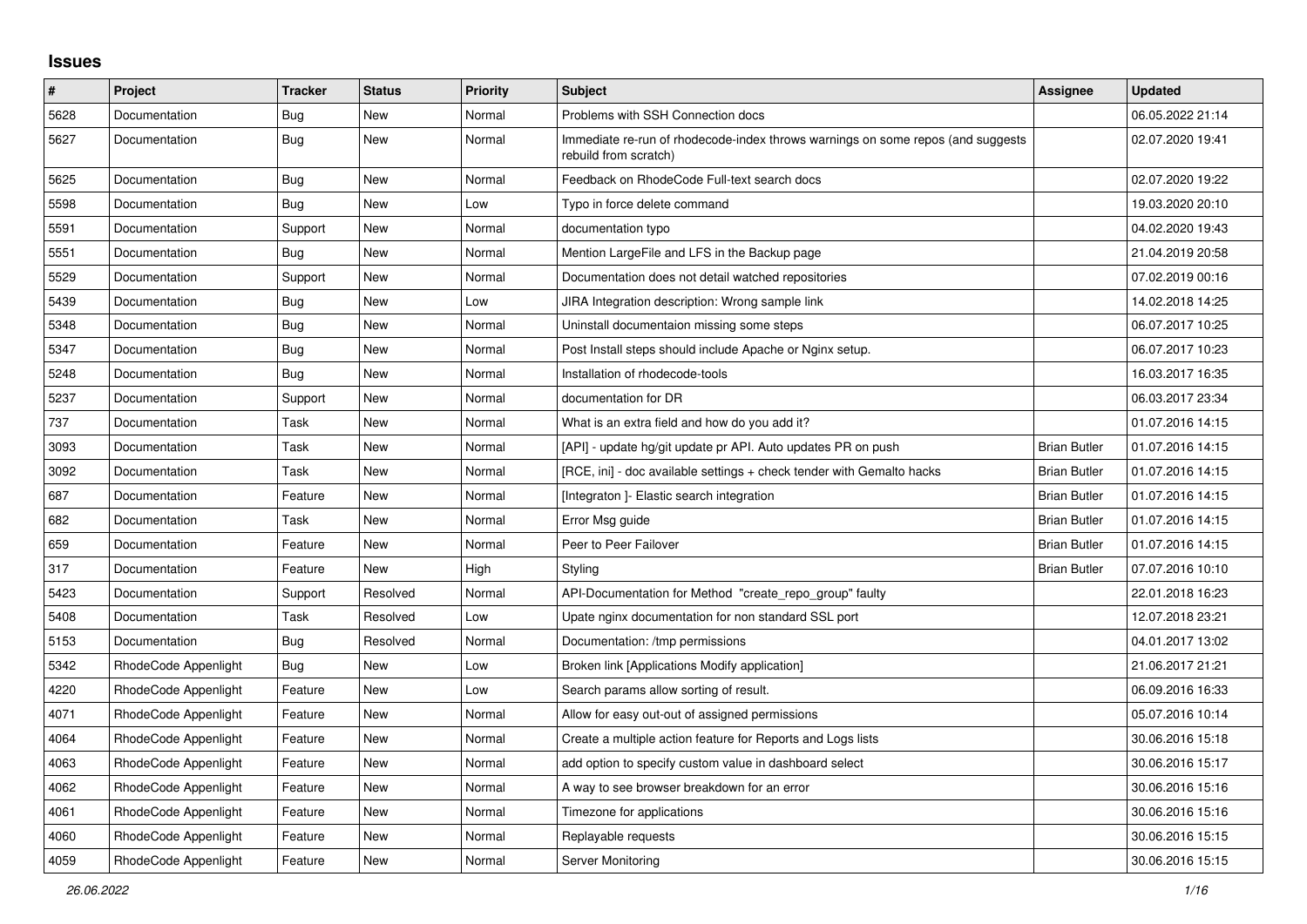# Issues

| # | Project | Tracker | Status | Priority | Subject | Assignee | Updated |
|---|---|---|---|---|---|---|---|
| 5628 | Documentation | Bug | New | Normal | Problems with SSH Connection docs | | 06.05.2022 21:14 |
| 5627 | Documentation | Bug | New | Normal | Immediate re-run of rhodecode-index throws warnings on some repos (and suggests rebuild from scratch) | | 02.07.2020 19:41 |
| 5625 | Documentation | Bug | New | Normal | Feedback on RhodeCode Full-text search docs | | 02.07.2020 19:22 |
| 5598 | Documentation | Bug | New | Low | Typo in force delete command | | 19.03.2020 20:10 |
| 5591 | Documentation | Support | New | Normal | documentation typo | | 04.02.2020 19:43 |
| 5551 | Documentation | Bug | New | Normal | Mention LargeFile and LFS in the Backup page | | 21.04.2019 20:58 |
| 5529 | Documentation | Support | New | Normal | Documentation does not detail watched repositories | | 07.02.2019 00:16 |
| 5439 | Documentation | Bug | New | Low | JIRA Integration description: Wrong sample link | | 14.02.2018 14:25 |
| 5348 | Documentation | Bug | New | Normal | Uninstall documentaion missing some steps | | 06.07.2017 10:25 |
| 5347 | Documentation | Bug | New | Normal | Post Install steps should include Apache or Nginx setup. | | 06.07.2017 10:23 |
| 5248 | Documentation | Bug | New | Normal | Installation of rhodecode-tools | | 16.03.2017 16:35 |
| 5237 | Documentation | Support | New | Normal | documentation for DR | | 06.03.2017 23:34 |
| 737 | Documentation | Task | New | Normal | What is an extra field and how do you add it? | | 01.07.2016 14:15 |
| 3093 | Documentation | Task | New | Normal | [API] - update hg/git update pr API. Auto updates PR on push | Brian Butler | 01.07.2016 14:15 |
| 3092 | Documentation | Task | New | Normal | [RCE, ini] - doc available settings + check tender with Gemalto hacks | Brian Butler | 01.07.2016 14:15 |
| 687 | Documentation | Feature | New | Normal | [Integraton ]- Elastic search integration | Brian Butler | 01.07.2016 14:15 |
| 682 | Documentation | Task | New | Normal | Error Msg guide | Brian Butler | 01.07.2016 14:15 |
| 659 | Documentation | Feature | New | Normal | Peer to Peer Failover | Brian Butler | 01.07.2016 14:15 |
| 317 | Documentation | Feature | New | High | Styling | Brian Butler | 07.07.2016 10:10 |
| 5423 | Documentation | Support | Resolved | Normal | API-Documentation for Method "create_repo_group" faulty | | 22.01.2018 16:23 |
| 5408 | Documentation | Task | Resolved | Low | Upate nginx documentation for non standard SSL port | | 12.07.2018 23:21 |
| 5153 | Documentation | Bug | Resolved | Normal | Documentation: /tmp permissions | | 04.01.2017 13:02 |
| 5342 | RhodeCode Appenlight | Bug | New | Low | Broken link [Applications Modify application] | | 21.06.2017 21:21 |
| 4220 | RhodeCode Appenlight | Feature | New | Low | Search params allow sorting of result. | | 06.09.2016 16:33 |
| 4071 | RhodeCode Appenlight | Feature | New | Normal | Allow for easy out-out of assigned permissions | | 05.07.2016 10:14 |
| 4064 | RhodeCode Appenlight | Feature | New | Normal | Create a multiple action feature for Reports and Logs lists | | 30.06.2016 15:18 |
| 4063 | RhodeCode Appenlight | Feature | New | Normal | add option to specify custom value in dashboard select | | 30.06.2016 15:17 |
| 4062 | RhodeCode Appenlight | Feature | New | Normal | A way to see browser breakdown for an error | | 30.06.2016 15:16 |
| 4061 | RhodeCode Appenlight | Feature | New | Normal | Timezone for applications | | 30.06.2016 15:16 |
| 4060 | RhodeCode Appenlight | Feature | New | Normal | Replayable requests | | 30.06.2016 15:15 |
| 4059 | RhodeCode Appenlight | Feature | New | Normal | Server Monitoring | | 30.06.2016 15:15 |

*26.06.2022*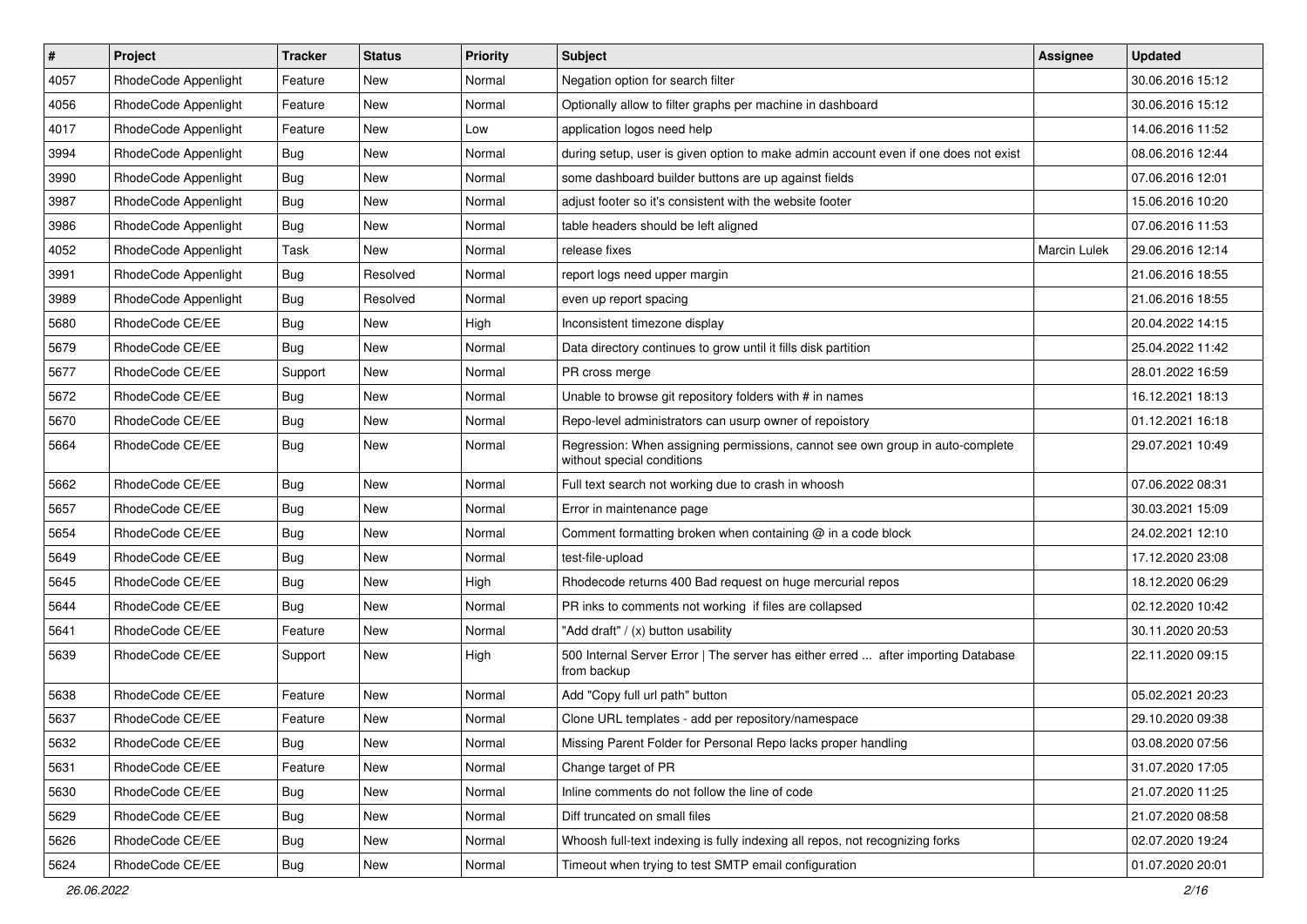| # | Project | Tracker | Status | Priority | Subject | Assignee | Updated |
|---|---|---|---|---|---|---|---|
| 4057 | RhodeCode Appenlight | Feature | New | Normal | Negation option for search filter | | 30.06.2016 15:12 |
| 4056 | RhodeCode Appenlight | Feature | New | Normal | Optionally allow to filter graphs per machine in dashboard | | 30.06.2016 15:12 |
| 4017 | RhodeCode Appenlight | Feature | New | Low | application logos need help | | 14.06.2016 11:52 |
| 3994 | RhodeCode Appenlight | Bug | New | Normal | during setup, user is given option to make admin account even if one does not exist | | 08.06.2016 12:44 |
| 3990 | RhodeCode Appenlight | Bug | New | Normal | some dashboard builder buttons are up against fields | | 07.06.2016 12:01 |
| 3987 | RhodeCode Appenlight | Bug | New | Normal | adjust footer so it's consistent with the website footer | | 15.06.2016 10:20 |
| 3986 | RhodeCode Appenlight | Bug | New | Normal | table headers should be left aligned | | 07.06.2016 11:53 |
| 4052 | RhodeCode Appenlight | Task | New | Normal | release fixes | Marcin Lulek | 29.06.2016 12:14 |
| 3991 | RhodeCode Appenlight | Bug | Resolved | Normal | report logs need upper margin | | 21.06.2016 18:55 |
| 3989 | RhodeCode Appenlight | Bug | Resolved | Normal | even up report spacing | | 21.06.2016 18:55 |
| 5680 | RhodeCode CE/EE | Bug | New | High | Inconsistent timezone display | | 20.04.2022 14:15 |
| 5679 | RhodeCode CE/EE | Bug | New | Normal | Data directory continues to grow until it fills disk partition | | 25.04.2022 11:42 |
| 5677 | RhodeCode CE/EE | Support | New | Normal | PR cross merge | | 28.01.2022 16:59 |
| 5672 | RhodeCode CE/EE | Bug | New | Normal | Unable to browse git repository folders with # in names | | 16.12.2021 18:13 |
| 5670 | RhodeCode CE/EE | Bug | New | Normal | Repo-level administrators can usurp owner of repoistory | | 01.12.2021 16:18 |
| 5664 | RhodeCode CE/EE | Bug | New | Normal | Regression: When assigning permissions, cannot see own group in auto-complete without special conditions | | 29.07.2021 10:49 |
| 5662 | RhodeCode CE/EE | Bug | New | Normal | Full text search not working due to crash in whoosh | | 07.06.2022 08:31 |
| 5657 | RhodeCode CE/EE | Bug | New | Normal | Error in maintenance page | | 30.03.2021 15:09 |
| 5654 | RhodeCode CE/EE | Bug | New | Normal | Comment formatting broken when containing @ in a code block | | 24.02.2021 12:10 |
| 5649 | RhodeCode CE/EE | Bug | New | Normal | test-file-upload | | 17.12.2020 23:08 |
| 5645 | RhodeCode CE/EE | Bug | New | High | Rhodecode returns 400 Bad request on huge mercurial repos | | 18.12.2020 06:29 |
| 5644 | RhodeCode CE/EE | Bug | New | Normal | PR inks to comments not working if files are collapsed | | 02.12.2020 10:42 |
| 5641 | RhodeCode CE/EE | Feature | New | Normal | "Add draft" / (x) button usability | | 30.11.2020 20:53 |
| 5639 | RhodeCode CE/EE | Support | New | High | 500 Internal Server Error \| The server has either erred ... after importing Database from backup | | 22.11.2020 09:15 |
| 5638 | RhodeCode CE/EE | Feature | New | Normal | Add "Copy full url path" button | | 05.02.2021 20:23 |
| 5637 | RhodeCode CE/EE | Feature | New | Normal | Clone URL templates - add per repository/namespace | | 29.10.2020 09:38 |
| 5632 | RhodeCode CE/EE | Bug | New | Normal | Missing Parent Folder for Personal Repo lacks proper handling | | 03.08.2020 07:56 |
| 5631 | RhodeCode CE/EE | Feature | New | Normal | Change target of PR | | 31.07.2020 17:05 |
| 5630 | RhodeCode CE/EE | Bug | New | Normal | Inline comments do not follow the line of code | | 21.07.2020 11:25 |
| 5629 | RhodeCode CE/EE | Bug | New | Normal | Diff truncated on small files | | 21.07.2020 08:58 |
| 5626 | RhodeCode CE/EE | Bug | New | Normal | Whoosh full-text indexing is fully indexing all repos, not recognizing forks | | 02.07.2020 19:24 |
| 5624 | RhodeCode CE/EE | Bug | New | Normal | Timeout when trying to test SMTP email configuration | | 01.07.2020 20:01 |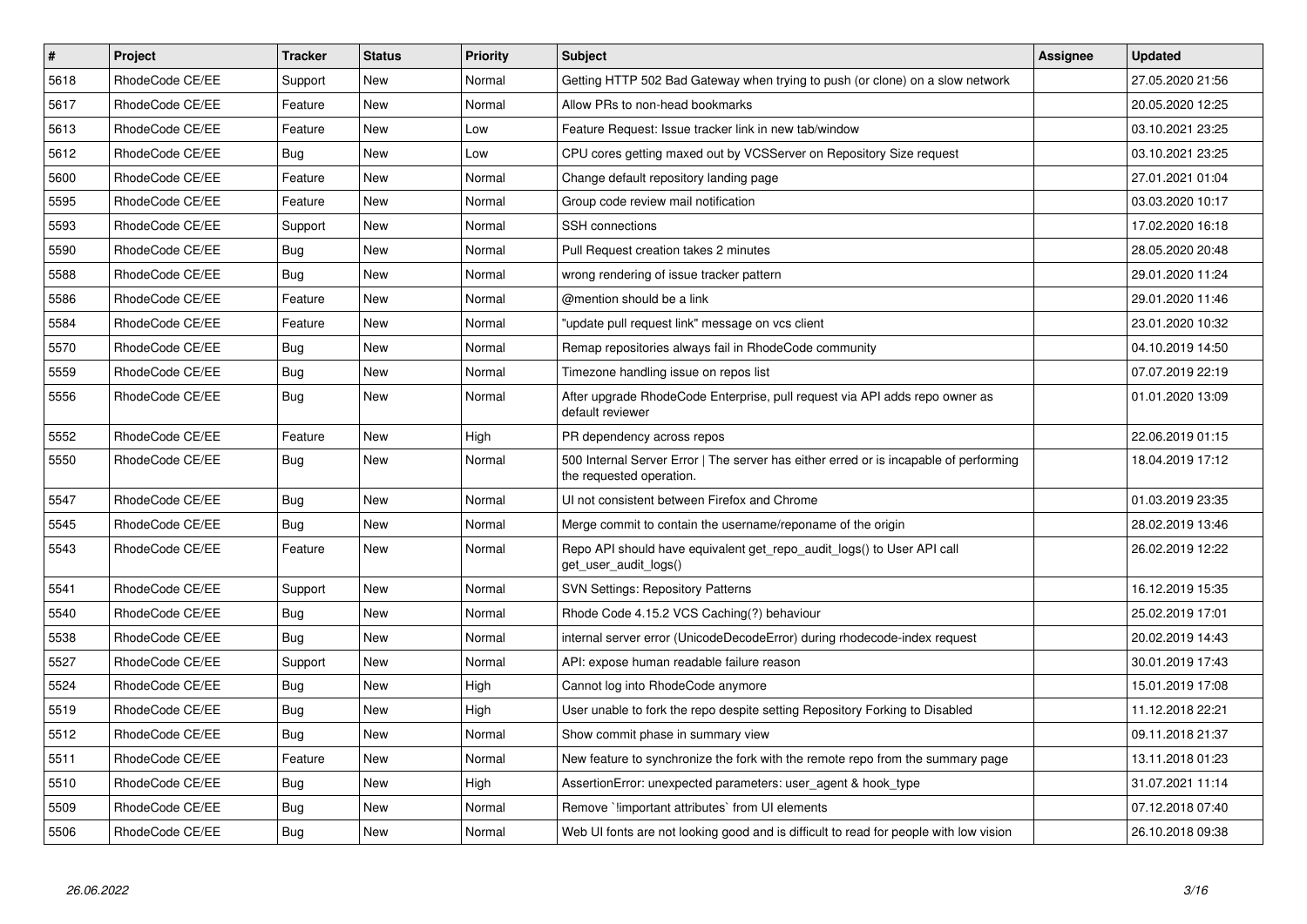| # | Project | Tracker | Status | Priority | Subject | Assignee | Updated |
|---|---|---|---|---|---|---|---|
| 5618 | RhodeCode CE/EE | Support | New | Normal | Getting HTTP 502 Bad Gateway when trying to push (or clone) on a slow network | | 27.05.2020 21:56 |
| 5617 | RhodeCode CE/EE | Feature | New | Normal | Allow PRs to non-head bookmarks | | 20.05.2020 12:25 |
| 5613 | RhodeCode CE/EE | Feature | New | Low | Feature Request: Issue tracker link in new tab/window | | 03.10.2021 23:25 |
| 5612 | RhodeCode CE/EE | Bug | New | Low | CPU cores getting maxed out by VCSServer on Repository Size request | | 03.10.2021 23:25 |
| 5600 | RhodeCode CE/EE | Feature | New | Normal | Change default repository landing page | | 27.01.2021 01:04 |
| 5595 | RhodeCode CE/EE | Feature | New | Normal | Group code review mail notification | | 03.03.2020 10:17 |
| 5593 | RhodeCode CE/EE | Support | New | Normal | SSH connections | | 17.02.2020 16:18 |
| 5590 | RhodeCode CE/EE | Bug | New | Normal | Pull Request creation takes 2 minutes | | 28.05.2020 20:48 |
| 5588 | RhodeCode CE/EE | Bug | New | Normal | wrong rendering of issue tracker pattern | | 29.01.2020 11:24 |
| 5586 | RhodeCode CE/EE | Feature | New | Normal | @mention should be a link | | 29.01.2020 11:46 |
| 5584 | RhodeCode CE/EE | Feature | New | Normal | "update pull request link" message on vcs client | | 23.01.2020 10:32 |
| 5570 | RhodeCode CE/EE | Bug | New | Normal | Remap repositories always fail in RhodeCode community | | 04.10.2019 14:50 |
| 5559 | RhodeCode CE/EE | Bug | New | Normal | Timezone handling issue on repos list | | 07.07.2019 22:19 |
| 5556 | RhodeCode CE/EE | Bug | New | Normal | After upgrade RhodeCode Enterprise, pull request via API adds repo owner as default reviewer | | 01.01.2020 13:09 |
| 5552 | RhodeCode CE/EE | Feature | New | High | PR dependency across repos | | 22.06.2019 01:15 |
| 5550 | RhodeCode CE/EE | Bug | New | Normal | 500 Internal Server Error \| The server has either erred or is incapable of performing the requested operation. | | 18.04.2019 17:12 |
| 5547 | RhodeCode CE/EE | Bug | New | Normal | UI not consistent between Firefox and Chrome | | 01.03.2019 23:35 |
| 5545 | RhodeCode CE/EE | Bug | New | Normal | Merge commit to contain the username/reponame of the origin | | 28.02.2019 13:46 |
| 5543 | RhodeCode CE/EE | Feature | New | Normal | Repo API should have equivalent get_repo_audit_logs() to User API call get_user_audit_logs() | | 26.02.2019 12:22 |
| 5541 | RhodeCode CE/EE | Support | New | Normal | SVN Settings: Repository Patterns | | 16.12.2019 15:35 |
| 5540 | RhodeCode CE/EE | Bug | New | Normal | Rhode Code 4.15.2 VCS Caching(?) behaviour | | 25.02.2019 17:01 |
| 5538 | RhodeCode CE/EE | Bug | New | Normal | internal server error (UnicodeDecodeError) during rhodecode-index request | | 20.02.2019 14:43 |
| 5527 | RhodeCode CE/EE | Support | New | Normal | API: expose human readable failure reason | | 30.01.2019 17:43 |
| 5524 | RhodeCode CE/EE | Bug | New | High | Cannot log into RhodeCode anymore | | 15.01.2019 17:08 |
| 5519 | RhodeCode CE/EE | Bug | New | High | User unable to fork the repo despite setting Repository Forking to Disabled | | 11.12.2018 22:21 |
| 5512 | RhodeCode CE/EE | Bug | New | Normal | Show commit phase in summary view | | 09.11.2018 21:37 |
| 5511 | RhodeCode CE/EE | Feature | New | Normal | New feature to synchronize the fork with the remote repo from the summary page | | 13.11.2018 01:23 |
| 5510 | RhodeCode CE/EE | Bug | New | High | AssertionError: unexpected parameters: user_agent & hook_type | | 31.07.2021 11:14 |
| 5509 | RhodeCode CE/EE | Bug | New | Normal | Remove `!important attributes` from UI elements | | 07.12.2018 07:40 |
| 5506 | RhodeCode CE/EE | Bug | New | Normal | Web UI fonts are not looking good and is difficult to read for people with low vision | | 26.10.2018 09:38 |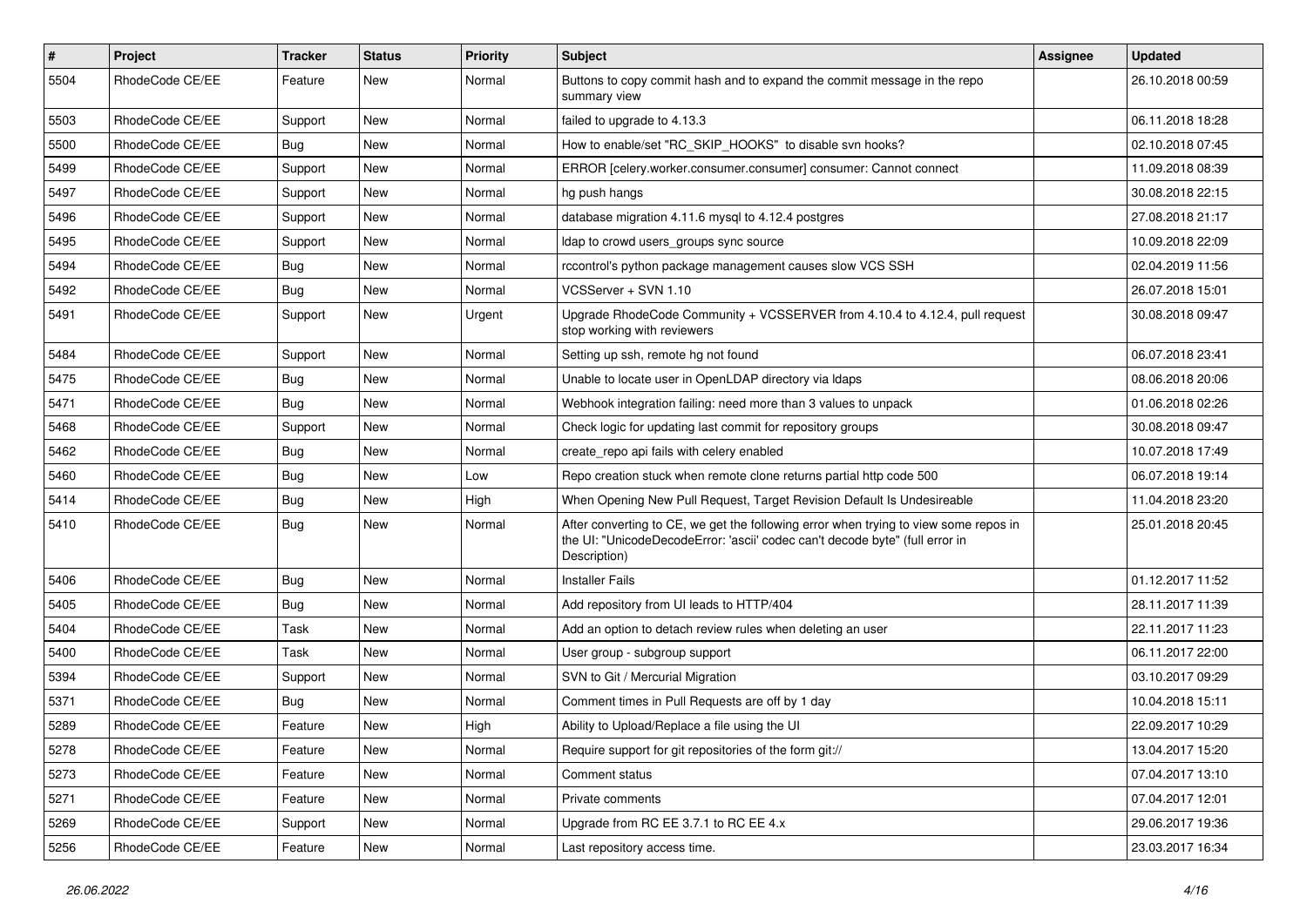| # | Project | Tracker | Status | Priority | Subject | Assignee | Updated |
|---|---|---|---|---|---|---|---|
| 5504 | RhodeCode CE/EE | Feature | New | Normal | Buttons to copy commit hash and to expand the commit message in the repo summary view | | 26.10.2018 00:59 |
| 5503 | RhodeCode CE/EE | Support | New | Normal | failed to upgrade to 4.13.3 | | 06.11.2018 18:28 |
| 5500 | RhodeCode CE/EE | Bug | New | Normal | How to enable/set "RC_SKIP_HOOKS" to disable svn hooks? | | 02.10.2018 07:45 |
| 5499 | RhodeCode CE/EE | Support | New | Normal | ERROR [celery.worker.consumer.consumer] consumer: Cannot connect | | 11.09.2018 08:39 |
| 5497 | RhodeCode CE/EE | Support | New | Normal | hg push hangs | | 30.08.2018 22:15 |
| 5496 | RhodeCode CE/EE | Support | New | Normal | database migration 4.11.6 mysql to 4.12.4 postgres | | 27.08.2018 21:17 |
| 5495 | RhodeCode CE/EE | Support | New | Normal | ldap to crowd users_groups sync source | | 10.09.2018 22:09 |
| 5494 | RhodeCode CE/EE | Bug | New | Normal | rccontrol's python package management causes slow VCS SSH | | 02.04.2019 11:56 |
| 5492 | RhodeCode CE/EE | Bug | New | Normal | VCSServer + SVN 1.10 | | 26.07.2018 15:01 |
| 5491 | RhodeCode CE/EE | Support | New | Urgent | Upgrade RhodeCode Community + VCSSERVER from 4.10.4 to 4.12.4, pull request stop working with reviewers | | 30.08.2018 09:47 |
| 5484 | RhodeCode CE/EE | Support | New | Normal | Setting up ssh, remote hg not found | | 06.07.2018 23:41 |
| 5475 | RhodeCode CE/EE | Bug | New | Normal | Unable to locate user in OpenLDAP directory via ldaps | | 08.06.2018 20:06 |
| 5471 | RhodeCode CE/EE | Bug | New | Normal | Webhook integration failing: need more than 3 values to unpack | | 01.06.2018 02:26 |
| 5468 | RhodeCode CE/EE | Support | New | Normal | Check logic for updating last commit for repository groups | | 30.08.2018 09:47 |
| 5462 | RhodeCode CE/EE | Bug | New | Normal | create_repo api fails with celery enabled | | 10.07.2018 17:49 |
| 5460 | RhodeCode CE/EE | Bug | New | Low | Repo creation stuck when remote clone returns partial http code 500 | | 06.07.2018 19:14 |
| 5414 | RhodeCode CE/EE | Bug | New | High | When Opening New Pull Request, Target Revision Default Is Undesireable | | 11.04.2018 23:20 |
| 5410 | RhodeCode CE/EE | Bug | New | Normal | After converting to CE, we get the following error when trying to view some repos in the UI: "UnicodeDecodeError: 'ascii' codec can't decode byte" (full error in Description) | | 25.01.2018 20:45 |
| 5406 | RhodeCode CE/EE | Bug | New | Normal | Installer Fails | | 01.12.2017 11:52 |
| 5405 | RhodeCode CE/EE | Bug | New | Normal | Add repository from UI leads to HTTP/404 | | 28.11.2017 11:39 |
| 5404 | RhodeCode CE/EE | Task | New | Normal | Add an option to detach review rules when deleting an user | | 22.11.2017 11:23 |
| 5400 | RhodeCode CE/EE | Task | New | Normal | User group - subgroup support | | 06.11.2017 22:00 |
| 5394 | RhodeCode CE/EE | Support | New | Normal | SVN to Git / Mercurial Migration | | 03.10.2017 09:29 |
| 5371 | RhodeCode CE/EE | Bug | New | Normal | Comment times in Pull Requests are off by 1 day | | 10.04.2018 15:11 |
| 5289 | RhodeCode CE/EE | Feature | New | High | Ability to Upload/Replace a file using the UI | | 22.09.2017 10:29 |
| 5278 | RhodeCode CE/EE | Feature | New | Normal | Require support for git repositories of the form git:// | | 13.04.2017 15:20 |
| 5273 | RhodeCode CE/EE | Feature | New | Normal | Comment status | | 07.04.2017 13:10 |
| 5271 | RhodeCode CE/EE | Feature | New | Normal | Private comments | | 07.04.2017 12:01 |
| 5269 | RhodeCode CE/EE | Support | New | Normal | Upgrade from RC EE 3.7.1 to RC EE 4.x | | 29.06.2017 19:36 |
| 5256 | RhodeCode CE/EE | Feature | New | Normal | Last repository access time. | | 23.03.2017 16:34 |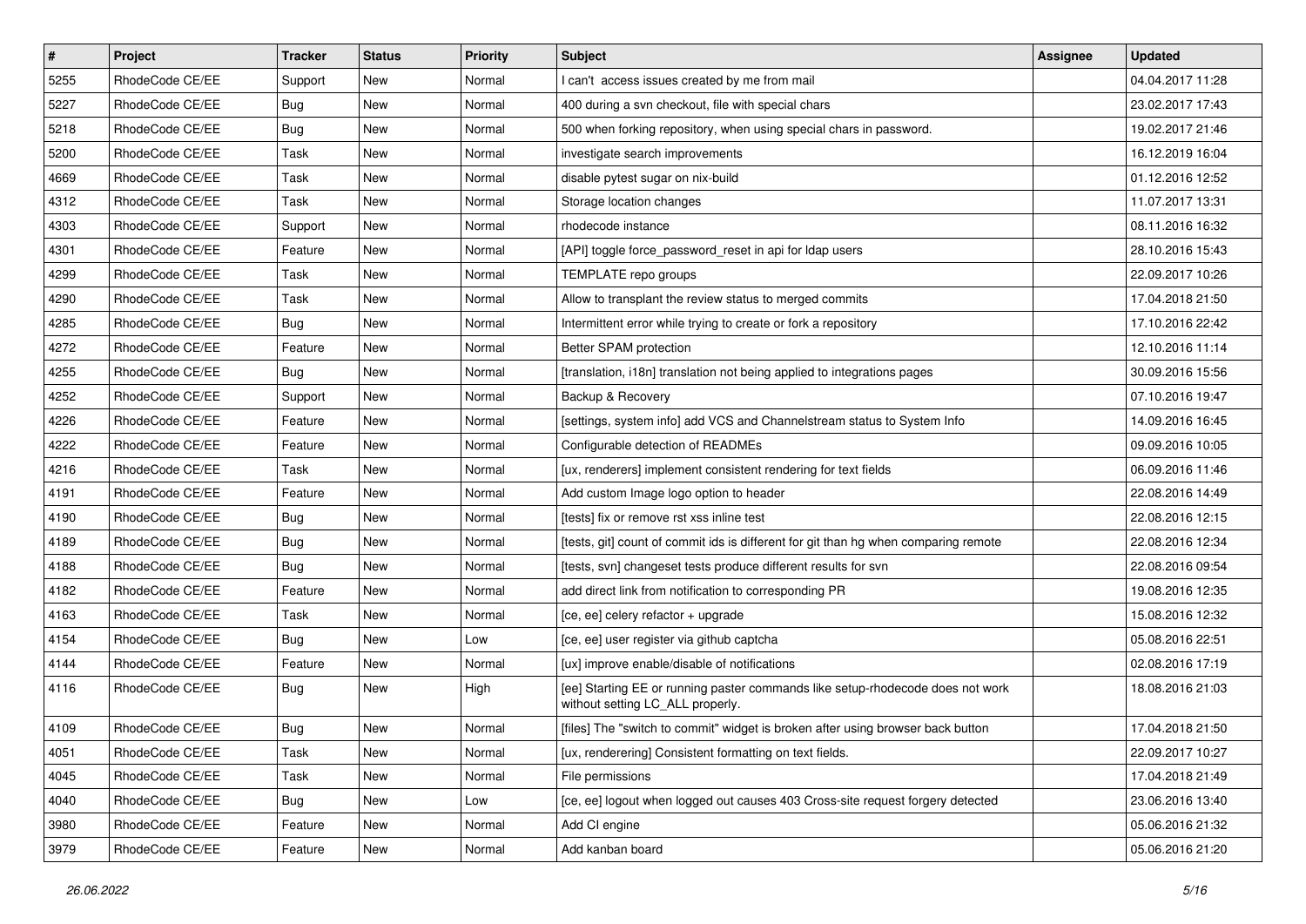| # | Project | Tracker | Status | Priority | Subject | Assignee | Updated |
| --- | --- | --- | --- | --- | --- | --- | --- |
| 5255 | RhodeCode CE/EE | Support | New | Normal | I can't  access issues created by me from mail | | 04.04.2017 11:28 |
| 5227 | RhodeCode CE/EE | Bug | New | Normal | 400 during a svn checkout, file with special chars | | 23.02.2017 17:43 |
| 5218 | RhodeCode CE/EE | Bug | New | Normal | 500 when forking repository, when using special chars in password. | | 19.02.2017 21:46 |
| 5200 | RhodeCode CE/EE | Task | New | Normal | investigate search improvements | | 16.12.2019 16:04 |
| 4669 | RhodeCode CE/EE | Task | New | Normal | disable pytest sugar on nix-build | | 01.12.2016 12:52 |
| 4312 | RhodeCode CE/EE | Task | New | Normal | Storage location changes | | 11.07.2017 13:31 |
| 4303 | RhodeCode CE/EE | Support | New | Normal | rhodecode instance | | 08.11.2016 16:32 |
| 4301 | RhodeCode CE/EE | Feature | New | Normal | [API] toggle force_password_reset in api for ldap users | | 28.10.2016 15:43 |
| 4299 | RhodeCode CE/EE | Task | New | Normal | TEMPLATE repo groups | | 22.09.2017 10:26 |
| 4290 | RhodeCode CE/EE | Task | New | Normal | Allow to transplant the review status to merged commits | | 17.04.2018 21:50 |
| 4285 | RhodeCode CE/EE | Bug | New | Normal | Intermittent error while trying to create or fork a repository | | 17.10.2016 22:42 |
| 4272 | RhodeCode CE/EE | Feature | New | Normal | Better SPAM protection | | 12.10.2016 11:14 |
| 4255 | RhodeCode CE/EE | Bug | New | Normal | [translation, i18n] translation not being applied to integrations pages | | 30.09.2016 15:56 |
| 4252 | RhodeCode CE/EE | Support | New | Normal | Backup & Recovery | | 07.10.2016 19:47 |
| 4226 | RhodeCode CE/EE | Feature | New | Normal | [settings, system info] add VCS and Channelstream status to System Info | | 14.09.2016 16:45 |
| 4222 | RhodeCode CE/EE | Feature | New | Normal | Configurable detection of READMEs | | 09.09.2016 10:05 |
| 4216 | RhodeCode CE/EE | Task | New | Normal | [ux, renderers] implement consistent rendering for text fields | | 06.09.2016 11:46 |
| 4191 | RhodeCode CE/EE | Feature | New | Normal | Add custom Image logo option to header | | 22.08.2016 14:49 |
| 4190 | RhodeCode CE/EE | Bug | New | Normal | [tests] fix or remove rst xss inline test | | 22.08.2016 12:15 |
| 4189 | RhodeCode CE/EE | Bug | New | Normal | [tests, git] count of commit ids is different for git than hg when comparing remote | | 22.08.2016 12:34 |
| 4188 | RhodeCode CE/EE | Bug | New | Normal | [tests, svn] changeset tests produce different results for svn | | 22.08.2016 09:54 |
| 4182 | RhodeCode CE/EE | Feature | New | Normal | add direct link from notification to corresponding PR | | 19.08.2016 12:35 |
| 4163 | RhodeCode CE/EE | Task | New | Normal | [ce, ee] celery refactor + upgrade | | 15.08.2016 12:32 |
| 4154 | RhodeCode CE/EE | Bug | New | Low | [ce, ee] user register via github captcha | | 05.08.2016 22:51 |
| 4144 | RhodeCode CE/EE | Feature | New | Normal | [ux] improve enable/disable of notifications | | 02.08.2016 17:19 |
| 4116 | RhodeCode CE/EE | Bug | New | High | [ee] Starting EE or running paster commands like setup-rhodecode does not work without setting LC_ALL properly. | | 18.08.2016 21:03 |
| 4109 | RhodeCode CE/EE | Bug | New | Normal | [files] The "switch to commit" widget is broken after using browser back button | | 17.04.2018 21:50 |
| 4051 | RhodeCode CE/EE | Task | New | Normal | [ux, renderering] Consistent formatting on text fields. | | 22.09.2017 10:27 |
| 4045 | RhodeCode CE/EE | Task | New | Normal | File permissions | | 17.04.2018 21:49 |
| 4040 | RhodeCode CE/EE | Bug | New | Low | [ce, ee] logout when logged out causes 403 Cross-site request forgery detected | | 23.06.2016 13:40 |
| 3980 | RhodeCode CE/EE | Feature | New | Normal | Add CI engine | | 05.06.2016 21:32 |
| 3979 | RhodeCode CE/EE | Feature | New | Normal | Add kanban board | | 05.06.2016 21:20 |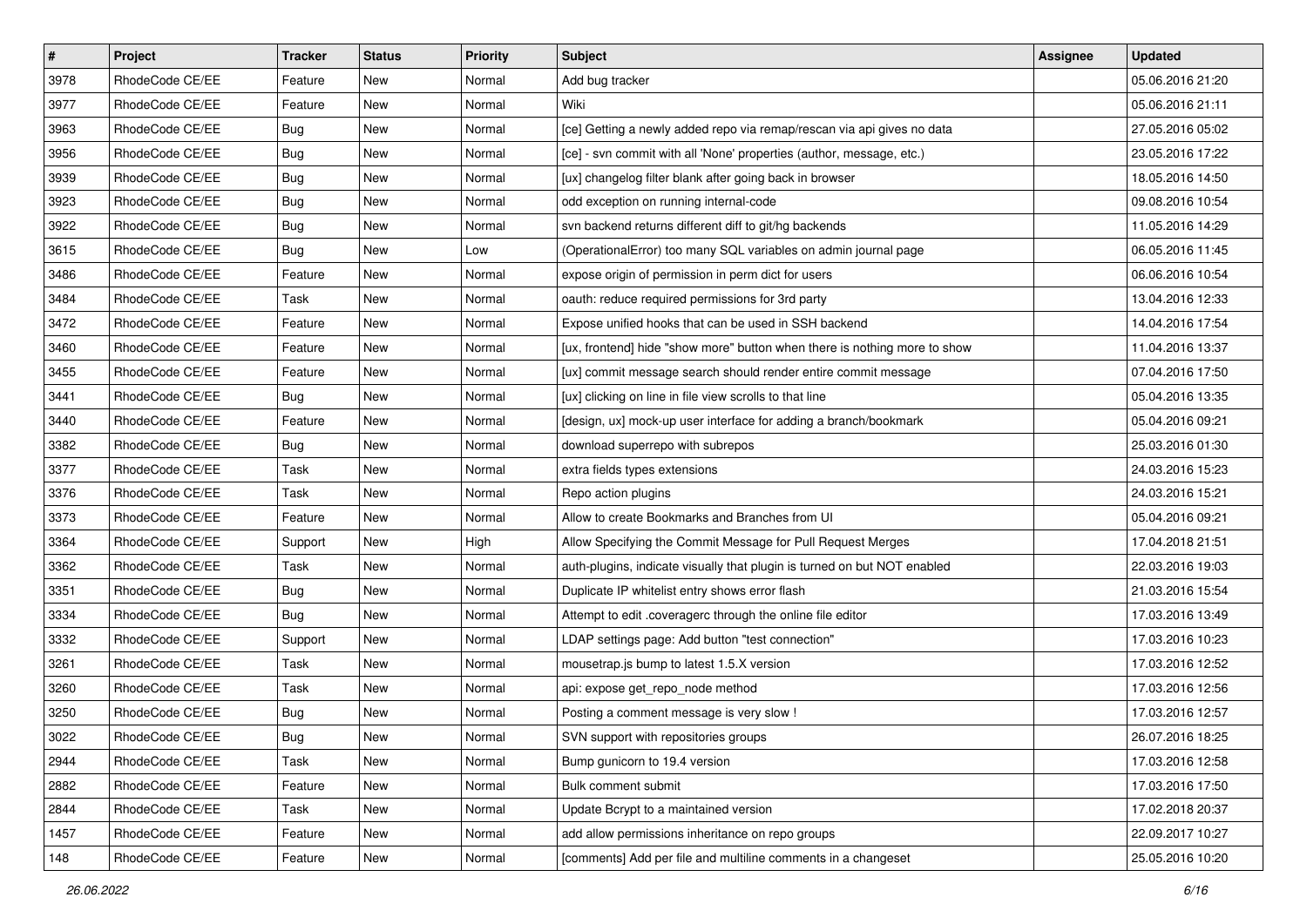| # | Project | Tracker | Status | Priority | Subject | Assignee | Updated |
|---|---|---|---|---|---|---|---|
| 3978 | RhodeCode CE/EE | Feature | New | Normal | Add bug tracker | | 05.06.2016 21:20 |
| 3977 | RhodeCode CE/EE | Feature | New | Normal | Wiki | | 05.06.2016 21:11 |
| 3963 | RhodeCode CE/EE | Bug | New | Normal | [ce] Getting a newly added repo via remap/rescan via api gives no data | | 27.05.2016 05:02 |
| 3956 | RhodeCode CE/EE | Bug | New | Normal | [ce] - svn commit with all 'None' properties (author, message, etc.) | | 23.05.2016 17:22 |
| 3939 | RhodeCode CE/EE | Bug | New | Normal | [ux] changelog filter blank after going back in browser | | 18.05.2016 14:50 |
| 3923 | RhodeCode CE/EE | Bug | New | Normal | odd exception on running internal-code | | 09.08.2016 10:54 |
| 3922 | RhodeCode CE/EE | Bug | New | Normal | svn backend returns different diff to git/hg backends | | 11.05.2016 14:29 |
| 3615 | RhodeCode CE/EE | Bug | New | Low | (OperationalError) too many SQL variables on admin journal page | | 06.05.2016 11:45 |
| 3486 | RhodeCode CE/EE | Feature | New | Normal | expose origin of permission in perm dict for users | | 06.06.2016 10:54 |
| 3484 | RhodeCode CE/EE | Task | New | Normal | oauth: reduce required permissions for 3rd party | | 13.04.2016 12:33 |
| 3472 | RhodeCode CE/EE | Feature | New | Normal | Expose unified hooks that can be used in SSH backend | | 14.04.2016 17:54 |
| 3460 | RhodeCode CE/EE | Feature | New | Normal | [ux, frontend] hide "show more" button when there is nothing more to show | | 11.04.2016 13:37 |
| 3455 | RhodeCode CE/EE | Feature | New | Normal | [ux] commit message search should render entire commit message | | 07.04.2016 17:50 |
| 3441 | RhodeCode CE/EE | Bug | New | Normal | [ux] clicking on line in file view scrolls to that line | | 05.04.2016 13:35 |
| 3440 | RhodeCode CE/EE | Feature | New | Normal | [design, ux] mock-up user interface for adding a branch/bookmark | | 05.04.2016 09:21 |
| 3382 | RhodeCode CE/EE | Bug | New | Normal | download superrepo with subrepos | | 25.03.2016 01:30 |
| 3377 | RhodeCode CE/EE | Task | New | Normal | extra fields types extensions | | 24.03.2016 15:23 |
| 3376 | RhodeCode CE/EE | Task | New | Normal | Repo action plugins | | 24.03.2016 15:21 |
| 3373 | RhodeCode CE/EE | Feature | New | Normal | Allow to create Bookmarks and Branches from UI | | 05.04.2016 09:21 |
| 3364 | RhodeCode CE/EE | Support | New | High | Allow Specifying the Commit Message for Pull Request Merges | | 17.04.2018 21:51 |
| 3362 | RhodeCode CE/EE | Task | New | Normal | auth-plugins, indicate visually that plugin is turned on but NOT enabled | | 22.03.2016 19:03 |
| 3351 | RhodeCode CE/EE | Bug | New | Normal | Duplicate IP whitelist entry shows error flash | | 21.03.2016 15:54 |
| 3334 | RhodeCode CE/EE | Bug | New | Normal | Attempt to edit .coveragerc through the online file editor | | 17.03.2016 13:49 |
| 3332 | RhodeCode CE/EE | Support | New | Normal | LDAP settings page: Add button "test connection" | | 17.03.2016 10:23 |
| 3261 | RhodeCode CE/EE | Task | New | Normal | mousetrap.js bump to latest 1.5.X version | | 17.03.2016 12:52 |
| 3260 | RhodeCode CE/EE | Task | New | Normal | api: expose get_repo_node method | | 17.03.2016 12:56 |
| 3250 | RhodeCode CE/EE | Bug | New | Normal | Posting a comment message is very slow ! | | 17.03.2016 12:57 |
| 3022 | RhodeCode CE/EE | Bug | New | Normal | SVN support with repositories groups | | 26.07.2016 18:25 |
| 2944 | RhodeCode CE/EE | Task | New | Normal | Bump gunicorn to 19.4 version | | 17.03.2016 12:58 |
| 2882 | RhodeCode CE/EE | Feature | New | Normal | Bulk comment submit | | 17.03.2016 17:50 |
| 2844 | RhodeCode CE/EE | Task | New | Normal | Update Bcrypt to a maintained version | | 17.02.2018 20:37 |
| 1457 | RhodeCode CE/EE | Feature | New | Normal | add allow permissions inheritance on repo groups | | 22.09.2017 10:27 |
| 148 | RhodeCode CE/EE | Feature | New | Normal | [comments] Add per file and multiline comments in a changeset | | 25.05.2016 10:20 |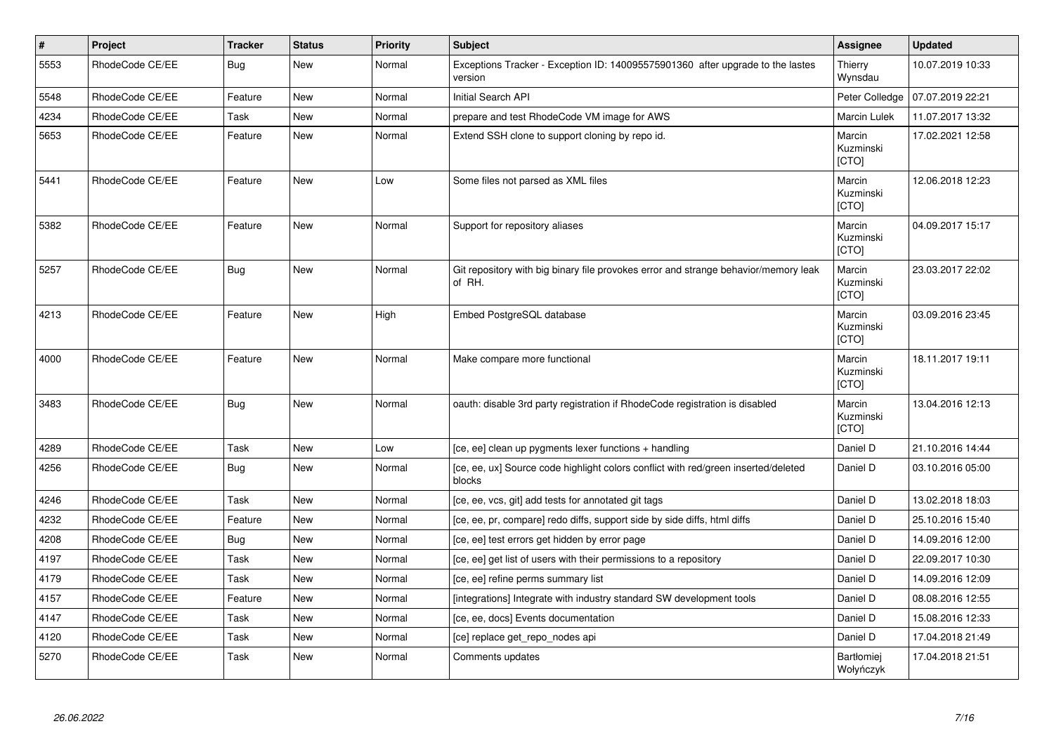| # | Project | Tracker | Status | Priority | Subject | Assignee | Updated |
|---|---|---|---|---|---|---|---|
| 5553 | RhodeCode CE/EE | Bug | New | Normal | Exceptions Tracker - Exception ID: 140095575901360 after upgrade to the lastes version | Thierry Wynsdau | 10.07.2019 10:33 |
| 5548 | RhodeCode CE/EE | Feature | New | Normal | Initial Search API | Peter Colledge | 07.07.2019 22:21 |
| 4234 | RhodeCode CE/EE | Task | New | Normal | prepare and test RhodeCode VM image for AWS | Marcin Lulek | 11.07.2017 13:32 |
| 5653 | RhodeCode CE/EE | Feature | New | Normal | Extend SSH clone to support cloning by repo id. | Marcin Kuzminski [CTO] | 17.02.2021 12:58 |
| 5441 | RhodeCode CE/EE | Feature | New | Low | Some files not parsed as XML files | Marcin Kuzminski [CTO] | 12.06.2018 12:23 |
| 5382 | RhodeCode CE/EE | Feature | New | Normal | Support for repository aliases | Marcin Kuzminski [CTO] | 04.09.2017 15:17 |
| 5257 | RhodeCode CE/EE | Bug | New | Normal | Git repository with big binary file provokes error and strange behavior/memory leak of RH. | Marcin Kuzminski [CTO] | 23.03.2017 22:02 |
| 4213 | RhodeCode CE/EE | Feature | New | High | Embed PostgreSQL database | Marcin Kuzminski [CTO] | 03.09.2016 23:45 |
| 4000 | RhodeCode CE/EE | Feature | New | Normal | Make compare more functional | Marcin Kuzminski [CTO] | 18.11.2017 19:11 |
| 3483 | RhodeCode CE/EE | Bug | New | Normal | oauth: disable 3rd party registration if RhodeCode registration is disabled | Marcin Kuzminski [CTO] | 13.04.2016 12:13 |
| 4289 | RhodeCode CE/EE | Task | New | Low | [ce, ee] clean up pygments lexer functions + handling | Daniel D | 21.10.2016 14:44 |
| 4256 | RhodeCode CE/EE | Bug | New | Normal | [ce, ee, ux] Source code highlight colors conflict with red/green inserted/deleted blocks | Daniel D | 03.10.2016 05:00 |
| 4246 | RhodeCode CE/EE | Task | New | Normal | [ce, ee, vcs, git] add tests for annotated git tags | Daniel D | 13.02.2018 18:03 |
| 4232 | RhodeCode CE/EE | Feature | New | Normal | [ce, ee, pr, compare] redo diffs, support side by side diffs, html diffs | Daniel D | 25.10.2016 15:40 |
| 4208 | RhodeCode CE/EE | Bug | New | Normal | [ce, ee] test errors get hidden by error page | Daniel D | 14.09.2016 12:00 |
| 4197 | RhodeCode CE/EE | Task | New | Normal | [ce, ee] get list of users with their permissions to a repository | Daniel D | 22.09.2017 10:30 |
| 4179 | RhodeCode CE/EE | Task | New | Normal | [ce, ee] refine perms summary list | Daniel D | 14.09.2016 12:09 |
| 4157 | RhodeCode CE/EE | Feature | New | Normal | [integrations] Integrate with industry standard SW development tools | Daniel D | 08.08.2016 12:55 |
| 4147 | RhodeCode CE/EE | Task | New | Normal | [ce, ee, docs] Events documentation | Daniel D | 15.08.2016 12:33 |
| 4120 | RhodeCode CE/EE | Task | New | Normal | [ce] replace get_repo_nodes api | Daniel D | 17.04.2018 21:49 |
| 5270 | RhodeCode CE/EE | Task | New | Normal | Comments updates | Bartłomiej Wołyńczyk | 17.04.2018 21:51 |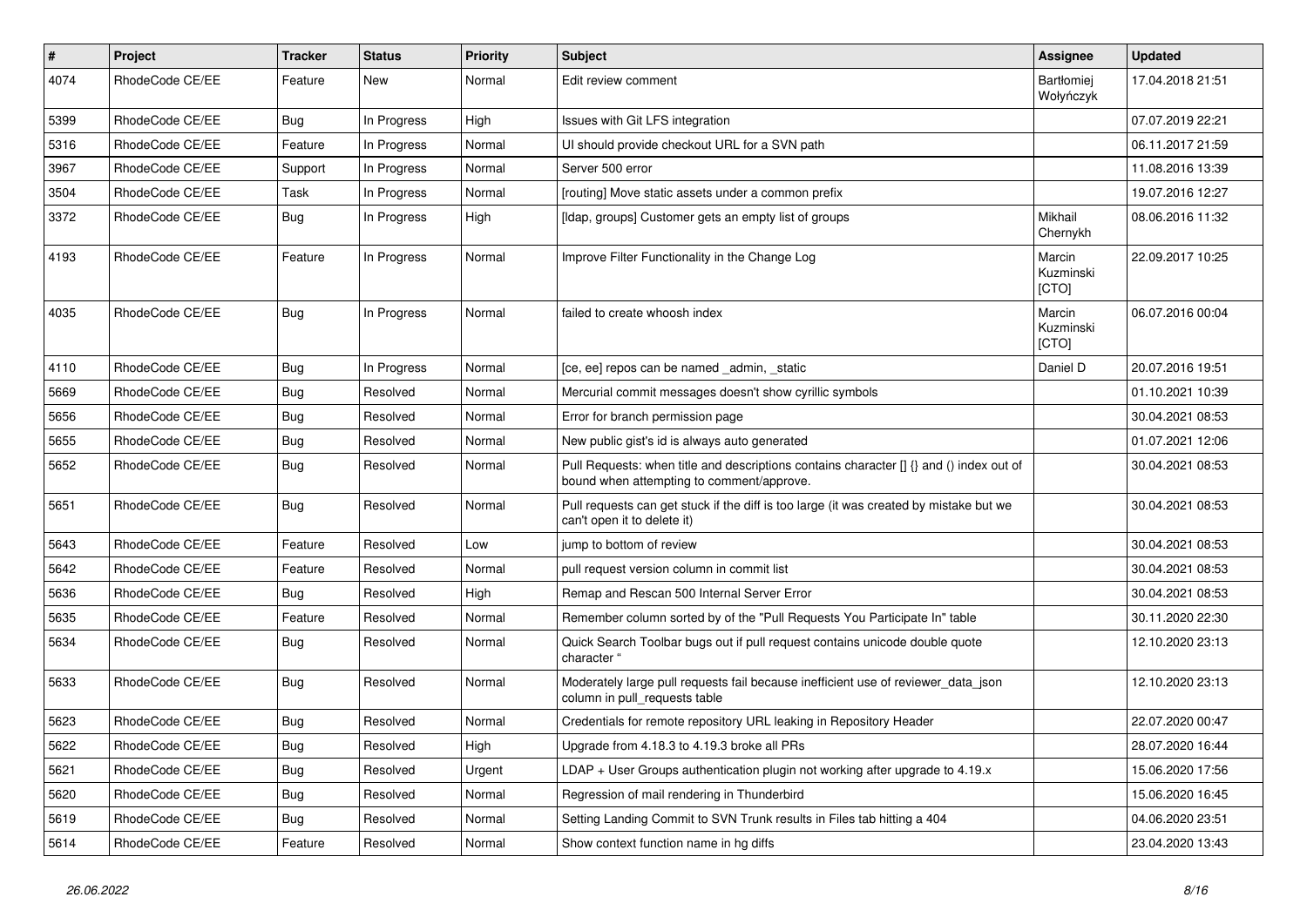| # | Project | Tracker | Status | Priority | Subject | Assignee | Updated |
|---|---|---|---|---|---|---|---|
| 4074 | RhodeCode CE/EE | Feature | New | Normal | Edit review comment | Bartłomiej Wołyńczyk | 17.04.2018 21:51 |
| 5399 | RhodeCode CE/EE | Bug | In Progress | High | Issues with Git LFS integration | | 07.07.2019 22:21 |
| 5316 | RhodeCode CE/EE | Feature | In Progress | Normal | UI should provide checkout URL for a SVN path | | 06.11.2017 21:59 |
| 3967 | RhodeCode CE/EE | Support | In Progress | Normal | Server 500 error | | 11.08.2016 13:39 |
| 3504 | RhodeCode CE/EE | Task | In Progress | Normal | [routing] Move static assets under a common prefix | | 19.07.2016 12:27 |
| 3372 | RhodeCode CE/EE | Bug | In Progress | High | [ldap, groups] Customer gets an empty list of groups | Mikhail Chernykh | 08.06.2016 11:32 |
| 4193 | RhodeCode CE/EE | Feature | In Progress | Normal | Improve Filter Functionality in the Change Log | Marcin Kuzminski [CTO] | 22.09.2017 10:25 |
| 4035 | RhodeCode CE/EE | Bug | In Progress | Normal | failed to create whoosh index | Marcin Kuzminski [CTO] | 06.07.2016 00:04 |
| 4110 | RhodeCode CE/EE | Bug | In Progress | Normal | [ce, ee] repos can be named _admin, _static | Daniel D | 20.07.2016 19:51 |
| 5669 | RhodeCode CE/EE | Bug | Resolved | Normal | Mercurial commit messages doesn't show cyrillic symbols | | 01.10.2021 10:39 |
| 5656 | RhodeCode CE/EE | Bug | Resolved | Normal | Error for branch permission page | | 30.04.2021 08:53 |
| 5655 | RhodeCode CE/EE | Bug | Resolved | Normal | New public gist's id is always auto generated | | 01.07.2021 12:06 |
| 5652 | RhodeCode CE/EE | Bug | Resolved | Normal | Pull Requests: when title and descriptions contains character [] {} and () index out of bound when attempting to comment/approve. | | 30.04.2021 08:53 |
| 5651 | RhodeCode CE/EE | Bug | Resolved | Normal | Pull requests can get stuck if the diff is too large (it was created by mistake but we can't open it to delete it) | | 30.04.2021 08:53 |
| 5643 | RhodeCode CE/EE | Feature | Resolved | Low | jump to bottom of review | | 30.04.2021 08:53 |
| 5642 | RhodeCode CE/EE | Feature | Resolved | Normal | pull request version column in commit list | | 30.04.2021 08:53 |
| 5636 | RhodeCode CE/EE | Bug | Resolved | High | Remap and Rescan 500 Internal Server Error | | 30.04.2021 08:53 |
| 5635 | RhodeCode CE/EE | Feature | Resolved | Normal | Remember column sorted by of the "Pull Requests You Participate In" table | | 30.11.2020 22:30 |
| 5634 | RhodeCode CE/EE | Bug | Resolved | Normal | Quick Search Toolbar bugs out if pull request contains unicode double quote character " | | 12.10.2020 23:13 |
| 5633 | RhodeCode CE/EE | Bug | Resolved | Normal | Moderately large pull requests fail because inefficient use of reviewer_data_json column in pull_requests table | | 12.10.2020 23:13 |
| 5623 | RhodeCode CE/EE | Bug | Resolved | Normal | Credentials for remote repository URL leaking in Repository Header | | 22.07.2020 00:47 |
| 5622 | RhodeCode CE/EE | Bug | Resolved | High | Upgrade from 4.18.3 to 4.19.3 broke all PRs | | 28.07.2020 16:44 |
| 5621 | RhodeCode CE/EE | Bug | Resolved | Urgent | LDAP + User Groups authentication plugin not working after upgrade to 4.19.x | | 15.06.2020 17:56 |
| 5620 | RhodeCode CE/EE | Bug | Resolved | Normal | Regression of mail rendering in Thunderbird | | 15.06.2020 16:45 |
| 5619 | RhodeCode CE/EE | Bug | Resolved | Normal | Setting Landing Commit to SVN Trunk results in Files tab hitting a 404 | | 04.06.2020 23:51 |
| 5614 | RhodeCode CE/EE | Feature | Resolved | Normal | Show context function name in hg diffs | | 23.04.2020 13:43 |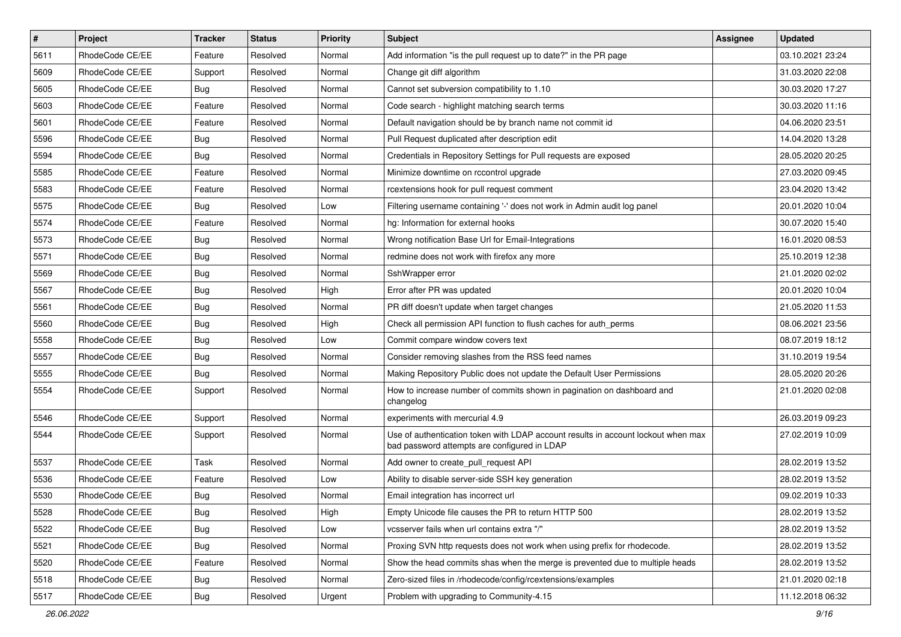| # | Project | Tracker | Status | Priority | Subject | Assignee | Updated |
|---|---|---|---|---|---|---|---|
| 5611 | RhodeCode CE/EE | Feature | Resolved | Normal | Add information "is the pull request up to date?" in the PR page | | 03.10.2021 23:24 |
| 5609 | RhodeCode CE/EE | Support | Resolved | Normal | Change git diff algorithm | | 31.03.2020 22:08 |
| 5605 | RhodeCode CE/EE | Bug | Resolved | Normal | Cannot set subversion compatibility to 1.10 | | 30.03.2020 17:27 |
| 5603 | RhodeCode CE/EE | Feature | Resolved | Normal | Code search - highlight matching search terms | | 30.03.2020 11:16 |
| 5601 | RhodeCode CE/EE | Feature | Resolved | Normal | Default navigation should be by branch name not commit id | | 04.06.2020 23:51 |
| 5596 | RhodeCode CE/EE | Bug | Resolved | Normal | Pull Request duplicated after description edit | | 14.04.2020 13:28 |
| 5594 | RhodeCode CE/EE | Bug | Resolved | Normal | Credentials in Repository Settings for Pull requests are exposed | | 28.05.2020 20:25 |
| 5585 | RhodeCode CE/EE | Feature | Resolved | Normal | Minimize downtime on rccontrol upgrade | | 27.03.2020 09:45 |
| 5583 | RhodeCode CE/EE | Feature | Resolved | Normal | rcextensions hook for pull request comment | | 23.04.2020 13:42 |
| 5575 | RhodeCode CE/EE | Bug | Resolved | Low | Filtering username containing '-' does not work in Admin audit log panel | | 20.01.2020 10:04 |
| 5574 | RhodeCode CE/EE | Feature | Resolved | Normal | hg: Information for external hooks | | 30.07.2020 15:40 |
| 5573 | RhodeCode CE/EE | Bug | Resolved | Normal | Wrong notification Base Url for Email-Integrations | | 16.01.2020 08:53 |
| 5571 | RhodeCode CE/EE | Bug | Resolved | Normal | redmine does not work with firefox any more | | 25.10.2019 12:38 |
| 5569 | RhodeCode CE/EE | Bug | Resolved | Normal | SshWrapper error | | 21.01.2020 02:02 |
| 5567 | RhodeCode CE/EE | Bug | Resolved | High | Error after PR was updated | | 20.01.2020 10:04 |
| 5561 | RhodeCode CE/EE | Bug | Resolved | Normal | PR diff doesn't update when target changes | | 21.05.2020 11:53 |
| 5560 | RhodeCode CE/EE | Bug | Resolved | High | Check all permission API function to flush caches for auth_perms | | 08.06.2021 23:56 |
| 5558 | RhodeCode CE/EE | Bug | Resolved | Low | Commit compare window covers text | | 08.07.2019 18:12 |
| 5557 | RhodeCode CE/EE | Bug | Resolved | Normal | Consider removing slashes from the RSS feed names | | 31.10.2019 19:54 |
| 5555 | RhodeCode CE/EE | Bug | Resolved | Normal | Making Repository Public does not update the Default User Permissions | | 28.05.2020 20:26 |
| 5554 | RhodeCode CE/EE | Support | Resolved | Normal | How to increase number of commits shown in pagination on dashboard and changelog | | 21.01.2020 02:08 |
| 5546 | RhodeCode CE/EE | Support | Resolved | Normal | experiments with mercurial 4.9 | | 26.03.2019 09:23 |
| 5544 | RhodeCode CE/EE | Support | Resolved | Normal | Use of authentication token with LDAP account results in account lockout when max bad password attempts are configured in LDAP | | 27.02.2019 10:09 |
| 5537 | RhodeCode CE/EE | Task | Resolved | Normal | Add owner to create_pull_request API | | 28.02.2019 13:52 |
| 5536 | RhodeCode CE/EE | Feature | Resolved | Low | Ability to disable server-side SSH key generation | | 28.02.2019 13:52 |
| 5530 | RhodeCode CE/EE | Bug | Resolved | Normal | Email integration has incorrect url | | 09.02.2019 10:33 |
| 5528 | RhodeCode CE/EE | Bug | Resolved | High | Empty Unicode file causes the PR to return HTTP 500 | | 28.02.2019 13:52 |
| 5522 | RhodeCode CE/EE | Bug | Resolved | Low | vcsserver fails when url contains extra "/" | | 28.02.2019 13:52 |
| 5521 | RhodeCode CE/EE | Bug | Resolved | Normal | Proxing SVN http requests does not work when using prefix for rhodecode. | | 28.02.2019 13:52 |
| 5520 | RhodeCode CE/EE | Feature | Resolved | Normal | Show the head commits shas when the merge is prevented due to multiple heads | | 28.02.2019 13:52 |
| 5518 | RhodeCode CE/EE | Bug | Resolved | Normal | Zero-sized files in /rhodecode/config/rcextensions/examples | | 21.01.2020 02:18 |
| 5517 | RhodeCode CE/EE | Bug | Resolved | Urgent | Problem with upgrading to Community-4.15 | | 11.12.2018 06:32 |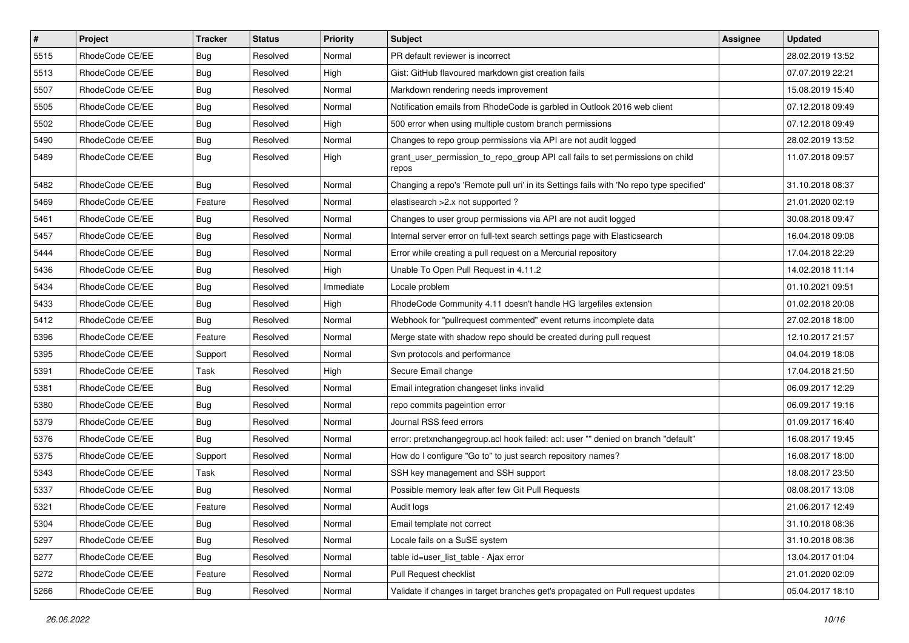| # | Project | Tracker | Status | Priority | Subject | Assignee | Updated |
|---|---|---|---|---|---|---|---|
| 5515 | RhodeCode CE/EE | Bug | Resolved | Normal | PR default reviewer is incorrect | | 28.02.2019 13:52 |
| 5513 | RhodeCode CE/EE | Bug | Resolved | High | Gist: GitHub flavoured markdown gist creation fails | | 07.07.2019 22:21 |
| 5507 | RhodeCode CE/EE | Bug | Resolved | Normal | Markdown rendering needs improvement | | 15.08.2019 15:40 |
| 5505 | RhodeCode CE/EE | Bug | Resolved | Normal | Notification emails from RhodeCode is garbled in Outlook 2016 web client | | 07.12.2018 09:49 |
| 5502 | RhodeCode CE/EE | Bug | Resolved | High | 500 error when using multiple custom branch permissions | | 07.12.2018 09:49 |
| 5490 | RhodeCode CE/EE | Bug | Resolved | Normal | Changes to repo group permissions via API are not audit logged | | 28.02.2019 13:52 |
| 5489 | RhodeCode CE/EE | Bug | Resolved | High | grant_user_permission_to_repo_group API call fails to set permissions on child repos | | 11.07.2018 09:57 |
| 5482 | RhodeCode CE/EE | Bug | Resolved | Normal | Changing a repo's 'Remote pull uri' in its Settings fails with 'No repo type specified' | | 31.10.2018 08:37 |
| 5469 | RhodeCode CE/EE | Feature | Resolved | Normal | elastisearch >2.x not supported ? | | 21.01.2020 02:19 |
| 5461 | RhodeCode CE/EE | Bug | Resolved | Normal | Changes to user group permissions via API are not audit logged | | 30.08.2018 09:47 |
| 5457 | RhodeCode CE/EE | Bug | Resolved | Normal | Internal server error on full-text search settings page with Elasticsearch | | 16.04.2018 09:08 |
| 5444 | RhodeCode CE/EE | Bug | Resolved | Normal | Error while creating a pull request on a Mercurial repository | | 17.04.2018 22:29 |
| 5436 | RhodeCode CE/EE | Bug | Resolved | High | Unable To Open Pull Request in 4.11.2 | | 14.02.2018 11:14 |
| 5434 | RhodeCode CE/EE | Bug | Resolved | Immediate | Locale problem | | 01.10.2021 09:51 |
| 5433 | RhodeCode CE/EE | Bug | Resolved | High | RhodeCode Community 4.11 doesn't handle HG largefiles extension | | 01.02.2018 20:08 |
| 5412 | RhodeCode CE/EE | Bug | Resolved | Normal | Webhook for "pullrequest commented" event returns incomplete data | | 27.02.2018 18:00 |
| 5396 | RhodeCode CE/EE | Feature | Resolved | Normal | Merge state with shadow repo should be created during pull request | | 12.10.2017 21:57 |
| 5395 | RhodeCode CE/EE | Support | Resolved | Normal | Svn protocols and performance | | 04.04.2019 18:08 |
| 5391 | RhodeCode CE/EE | Task | Resolved | High | Secure Email change | | 17.04.2018 21:50 |
| 5381 | RhodeCode CE/EE | Bug | Resolved | Normal | Email integration changeset links invalid | | 06.09.2017 12:29 |
| 5380 | RhodeCode CE/EE | Bug | Resolved | Normal | repo commits pageintion error | | 06.09.2017 19:16 |
| 5379 | RhodeCode CE/EE | Bug | Resolved | Normal | Journal RSS feed errors | | 01.09.2017 16:40 |
| 5376 | RhodeCode CE/EE | Bug | Resolved | Normal | error: pretxnchangegroup.acl hook failed: acl: user "" denied on branch "default" | | 16.08.2017 19:45 |
| 5375 | RhodeCode CE/EE | Support | Resolved | Normal | How do I configure "Go to" to just search repository names? | | 16.08.2017 18:00 |
| 5343 | RhodeCode CE/EE | Task | Resolved | Normal | SSH key management and SSH support | | 18.08.2017 23:50 |
| 5337 | RhodeCode CE/EE | Bug | Resolved | Normal | Possible memory leak after few Git Pull Requests | | 08.08.2017 13:08 |
| 5321 | RhodeCode CE/EE | Feature | Resolved | Normal | Audit logs | | 21.06.2017 12:49 |
| 5304 | RhodeCode CE/EE | Bug | Resolved | Normal | Email template not correct | | 31.10.2018 08:36 |
| 5297 | RhodeCode CE/EE | Bug | Resolved | Normal | Locale fails on a SuSE system | | 31.10.2018 08:36 |
| 5277 | RhodeCode CE/EE | Bug | Resolved | Normal | table id=user_list_table - Ajax error | | 13.04.2017 01:04 |
| 5272 | RhodeCode CE/EE | Feature | Resolved | Normal | Pull Request checklist | | 21.01.2020 02:09 |
| 5266 | RhodeCode CE/EE | Bug | Resolved | Normal | Validate if changes in target branches get's propagated on Pull request updates | | 05.04.2017 18:10 |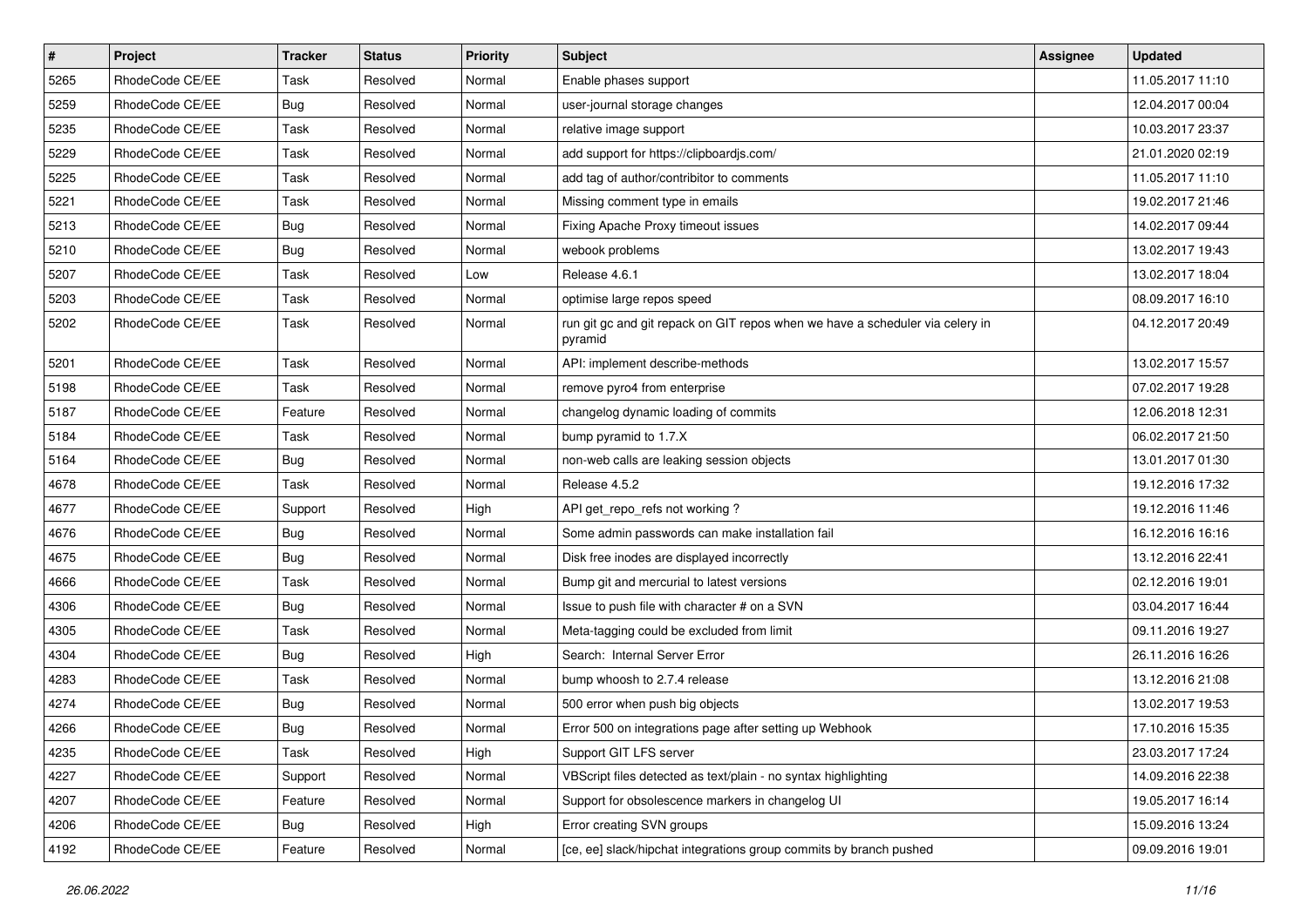| # | Project | Tracker | Status | Priority | Subject | Assignee | Updated |
|---|---|---|---|---|---|---|---|
| 5265 | RhodeCode CE/EE | Task | Resolved | Normal | Enable phases support | | 11.05.2017 11:10 |
| 5259 | RhodeCode CE/EE | Bug | Resolved | Normal | user-journal storage changes | | 12.04.2017 00:04 |
| 5235 | RhodeCode CE/EE | Task | Resolved | Normal | relative image support | | 10.03.2017 23:37 |
| 5229 | RhodeCode CE/EE | Task | Resolved | Normal | add support for https://clipboardjs.com/ | | 21.01.2020 02:19 |
| 5225 | RhodeCode CE/EE | Task | Resolved | Normal | add tag of author/contribitor to comments | | 11.05.2017 11:10 |
| 5221 | RhodeCode CE/EE | Task | Resolved | Normal | Missing comment type in emails | | 19.02.2017 21:46 |
| 5213 | RhodeCode CE/EE | Bug | Resolved | Normal | Fixing Apache Proxy timeout issues | | 14.02.2017 09:44 |
| 5210 | RhodeCode CE/EE | Bug | Resolved | Normal | webook problems | | 13.02.2017 19:43 |
| 5207 | RhodeCode CE/EE | Task | Resolved | Low | Release 4.6.1 | | 13.02.2017 18:04 |
| 5203 | RhodeCode CE/EE | Task | Resolved | Normal | optimise large repos speed | | 08.09.2017 16:10 |
| 5202 | RhodeCode CE/EE | Task | Resolved | Normal | run git gc and git repack on GIT repos when we have a scheduler via celery in pyramid | | 04.12.2017 20:49 |
| 5201 | RhodeCode CE/EE | Task | Resolved | Normal | API: implement describe-methods | | 13.02.2017 15:57 |
| 5198 | RhodeCode CE/EE | Task | Resolved | Normal | remove pyro4 from enterprise | | 07.02.2017 19:28 |
| 5187 | RhodeCode CE/EE | Feature | Resolved | Normal | changelog dynamic loading of commits | | 12.06.2018 12:31 |
| 5184 | RhodeCode CE/EE | Task | Resolved | Normal | bump pyramid to 1.7.X | | 06.02.2017 21:50 |
| 5164 | RhodeCode CE/EE | Bug | Resolved | Normal | non-web calls are leaking session objects | | 13.01.2017 01:30 |
| 4678 | RhodeCode CE/EE | Task | Resolved | Normal | Release 4.5.2 | | 19.12.2016 17:32 |
| 4677 | RhodeCode CE/EE | Support | Resolved | High | API get_repo_refs not working ? | | 19.12.2016 11:46 |
| 4676 | RhodeCode CE/EE | Bug | Resolved | Normal | Some admin passwords can make installation fail | | 16.12.2016 16:16 |
| 4675 | RhodeCode CE/EE | Bug | Resolved | Normal | Disk free inodes are displayed incorrectly | | 13.12.2016 22:41 |
| 4666 | RhodeCode CE/EE | Task | Resolved | Normal | Bump git and mercurial to latest versions | | 02.12.2016 19:01 |
| 4306 | RhodeCode CE/EE | Bug | Resolved | Normal | Issue to push file with character # on a SVN | | 03.04.2017 16:44 |
| 4305 | RhodeCode CE/EE | Task | Resolved | Normal | Meta-tagging could be excluded from limit | | 09.11.2016 19:27 |
| 4304 | RhodeCode CE/EE | Bug | Resolved | High | Search: Internal Server Error | | 26.11.2016 16:26 |
| 4283 | RhodeCode CE/EE | Task | Resolved | Normal | bump whoosh to 2.7.4 release | | 13.12.2016 21:08 |
| 4274 | RhodeCode CE/EE | Bug | Resolved | Normal | 500 error when push big objects | | 13.02.2017 19:53 |
| 4266 | RhodeCode CE/EE | Bug | Resolved | Normal | Error 500 on integrations page after setting up Webhook | | 17.10.2016 15:35 |
| 4235 | RhodeCode CE/EE | Task | Resolved | High | Support GIT LFS server | | 23.03.2017 17:24 |
| 4227 | RhodeCode CE/EE | Support | Resolved | Normal | VBScript files detected as text/plain - no syntax highlighting | | 14.09.2016 22:38 |
| 4207 | RhodeCode CE/EE | Feature | Resolved | Normal | Support for obsolescence markers in changelog UI | | 19.05.2017 16:14 |
| 4206 | RhodeCode CE/EE | Bug | Resolved | High | Error creating SVN groups | | 15.09.2016 13:24 |
| 4192 | RhodeCode CE/EE | Feature | Resolved | Normal | [ce, ee] slack/hipchat integrations group commits by branch pushed | | 09.09.2016 19:01 |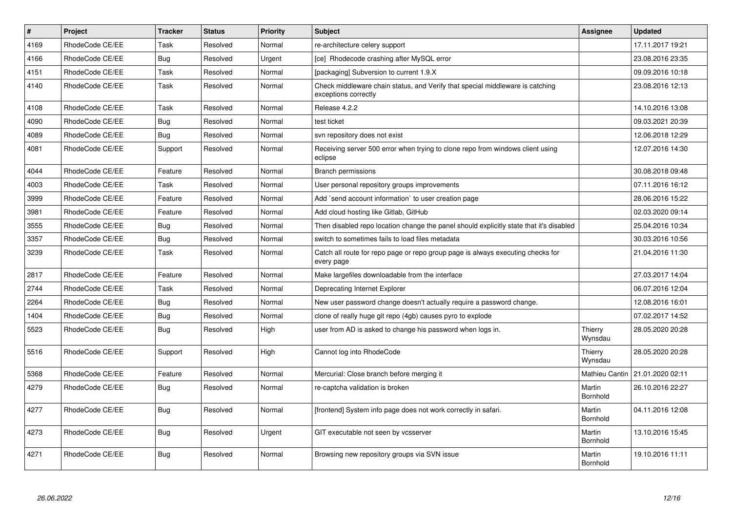| # | Project | Tracker | Status | Priority | Subject | Assignee | Updated |
|---|---|---|---|---|---|---|---|
| 4169 | RhodeCode CE/EE | Task | Resolved | Normal | re-architecture celery support | | 17.11.2017 19:21 |
| 4166 | RhodeCode CE/EE | Bug | Resolved | Urgent | [ce] Rhodecode crashing after MySQL error | | 23.08.2016 23:35 |
| 4151 | RhodeCode CE/EE | Task | Resolved | Normal | [packaging] Subversion to current 1.9.X | | 09.09.2016 10:18 |
| 4140 | RhodeCode CE/EE | Task | Resolved | Normal | Check middleware chain status, and Verify that special middleware is catching exceptions correctly | | 23.08.2016 12:13 |
| 4108 | RhodeCode CE/EE | Task | Resolved | Normal | Release 4.2.2 | | 14.10.2016 13:08 |
| 4090 | RhodeCode CE/EE | Bug | Resolved | Normal | test ticket | | 09.03.2021 20:39 |
| 4089 | RhodeCode CE/EE | Bug | Resolved | Normal | svn repository does not exist | | 12.06.2018 12:29 |
| 4081 | RhodeCode CE/EE | Support | Resolved | Normal | Receiving server 500 error when trying to clone repo from windows client using eclipse | | 12.07.2016 14:30 |
| 4044 | RhodeCode CE/EE | Feature | Resolved | Normal | Branch permissions | | 30.08.2018 09:48 |
| 4003 | RhodeCode CE/EE | Task | Resolved | Normal | User personal repository groups improvements | | 07.11.2016 16:12 |
| 3999 | RhodeCode CE/EE | Feature | Resolved | Normal | Add `send account information` to user creation page | | 28.06.2016 15:22 |
| 3981 | RhodeCode CE/EE | Feature | Resolved | Normal | Add cloud hosting like Gitlab, GitHub | | 02.03.2020 09:14 |
| 3555 | RhodeCode CE/EE | Bug | Resolved | Normal | Then disabled repo location change the panel should explicitly state that it's disabled | | 25.04.2016 10:34 |
| 3357 | RhodeCode CE/EE | Bug | Resolved | Normal | switch to sometimes fails to load files metadata | | 30.03.2016 10:56 |
| 3239 | RhodeCode CE/EE | Task | Resolved | Normal | Catch all route for repo page or repo group page is always executing checks for every page | | 21.04.2016 11:30 |
| 2817 | RhodeCode CE/EE | Feature | Resolved | Normal | Make largefiles downloadable from the interface | | 27.03.2017 14:04 |
| 2744 | RhodeCode CE/EE | Task | Resolved | Normal | Deprecating Internet Explorer | | 06.07.2016 12:04 |
| 2264 | RhodeCode CE/EE | Bug | Resolved | Normal | New user password change doesn't actually require a password change. | | 12.08.2016 16:01 |
| 1404 | RhodeCode CE/EE | Bug | Resolved | Normal | clone of really huge git repo (4gb) causes pyro to explode | | 07.02.2017 14:52 |
| 5523 | RhodeCode CE/EE | Bug | Resolved | High | user from AD is asked to change his password when logs in. | Thierry Wynsdau | 28.05.2020 20:28 |
| 5516 | RhodeCode CE/EE | Support | Resolved | High | Cannot log into RhodeCode | Thierry Wynsdau | 28.05.2020 20:28 |
| 5368 | RhodeCode CE/EE | Feature | Resolved | Normal | Mercurial: Close branch before merging it | Mathieu Cantin | 21.01.2020 02:11 |
| 4279 | RhodeCode CE/EE | Bug | Resolved | Normal | re-captcha validation is broken | Martin Bornhold | 26.10.2016 22:27 |
| 4277 | RhodeCode CE/EE | Bug | Resolved | Normal | [frontend] System info page does not work correctly in safari. | Martin Bornhold | 04.11.2016 12:08 |
| 4273 | RhodeCode CE/EE | Bug | Resolved | Urgent | GIT executable not seen by vcsserver | Martin Bornhold | 13.10.2016 15:45 |
| 4271 | RhodeCode CE/EE | Bug | Resolved | Normal | Browsing new repository groups via SVN issue | Martin Bornhold | 19.10.2016 11:11 |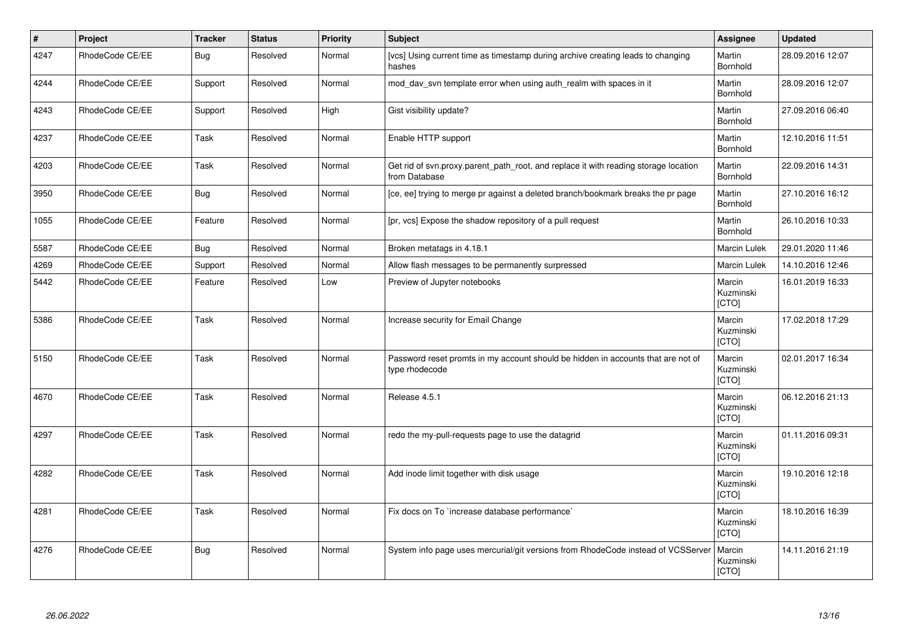| # | Project | Tracker | Status | Priority | Subject | Assignee | Updated |
|---|---|---|---|---|---|---|---|
| 4247 | RhodeCode CE/EE | Bug | Resolved | Normal | [vcs] Using current time as timestamp during archive creating leads to changing hashes | Martin Bornhold | 28.09.2016 12:07 |
| 4244 | RhodeCode CE/EE | Support | Resolved | Normal | mod_dav_svn template error when using auth_realm with spaces in it | Martin Bornhold | 28.09.2016 12:07 |
| 4243 | RhodeCode CE/EE | Support | Resolved | High | Gist visibility update? | Martin Bornhold | 27.09.2016 06:40 |
| 4237 | RhodeCode CE/EE | Task | Resolved | Normal | Enable HTTP support | Martin Bornhold | 12.10.2016 11:51 |
| 4203 | RhodeCode CE/EE | Task | Resolved | Normal | Get rid of svn.proxy.parent_path_root, and replace it with reading storage location from Database | Martin Bornhold | 22.09.2016 14:31 |
| 3950 | RhodeCode CE/EE | Bug | Resolved | Normal | [ce, ee] trying to merge pr against a deleted branch/bookmark breaks the pr page | Martin Bornhold | 27.10.2016 16:12 |
| 1055 | RhodeCode CE/EE | Feature | Resolved | Normal | [pr, vcs] Expose the shadow repository of a pull request | Martin Bornhold | 26.10.2016 10:33 |
| 5587 | RhodeCode CE/EE | Bug | Resolved | Normal | Broken metatags in 4.18.1 | Marcin Lulek | 29.01.2020 11:46 |
| 4269 | RhodeCode CE/EE | Support | Resolved | Normal | Allow flash messages to be permanently surpressed | Marcin Lulek | 14.10.2016 12:46 |
| 5442 | RhodeCode CE/EE | Feature | Resolved | Low | Preview of Jupyter notebooks | Marcin Kuzminski [CTO] | 16.01.2019 16:33 |
| 5386 | RhodeCode CE/EE | Task | Resolved | Normal | Increase security for Email Change | Marcin Kuzminski [CTO] | 17.02.2018 17:29 |
| 5150 | RhodeCode CE/EE | Task | Resolved | Normal | Password reset promts in my account should be hidden in accounts that are not of type rhodecode | Marcin Kuzminski [CTO] | 02.01.2017 16:34 |
| 4670 | RhodeCode CE/EE | Task | Resolved | Normal | Release 4.5.1 | Marcin Kuzminski [CTO] | 06.12.2016 21:13 |
| 4297 | RhodeCode CE/EE | Task | Resolved | Normal | redo the my-pull-requests page to use the datagrid | Marcin Kuzminski [CTO] | 01.11.2016 09:31 |
| 4282 | RhodeCode CE/EE | Task | Resolved | Normal | Add inode limit together with disk usage | Marcin Kuzminski [CTO] | 19.10.2016 12:18 |
| 4281 | RhodeCode CE/EE | Task | Resolved | Normal | Fix docs on To `increase database performance` | Marcin Kuzminski [CTO] | 18.10.2016 16:39 |
| 4276 | RhodeCode CE/EE | Bug | Resolved | Normal | System info page uses mercurial/git versions from RhodeCode instead of VCSServer | Marcin Kuzminski [CTO] | 14.11.2016 21:19 |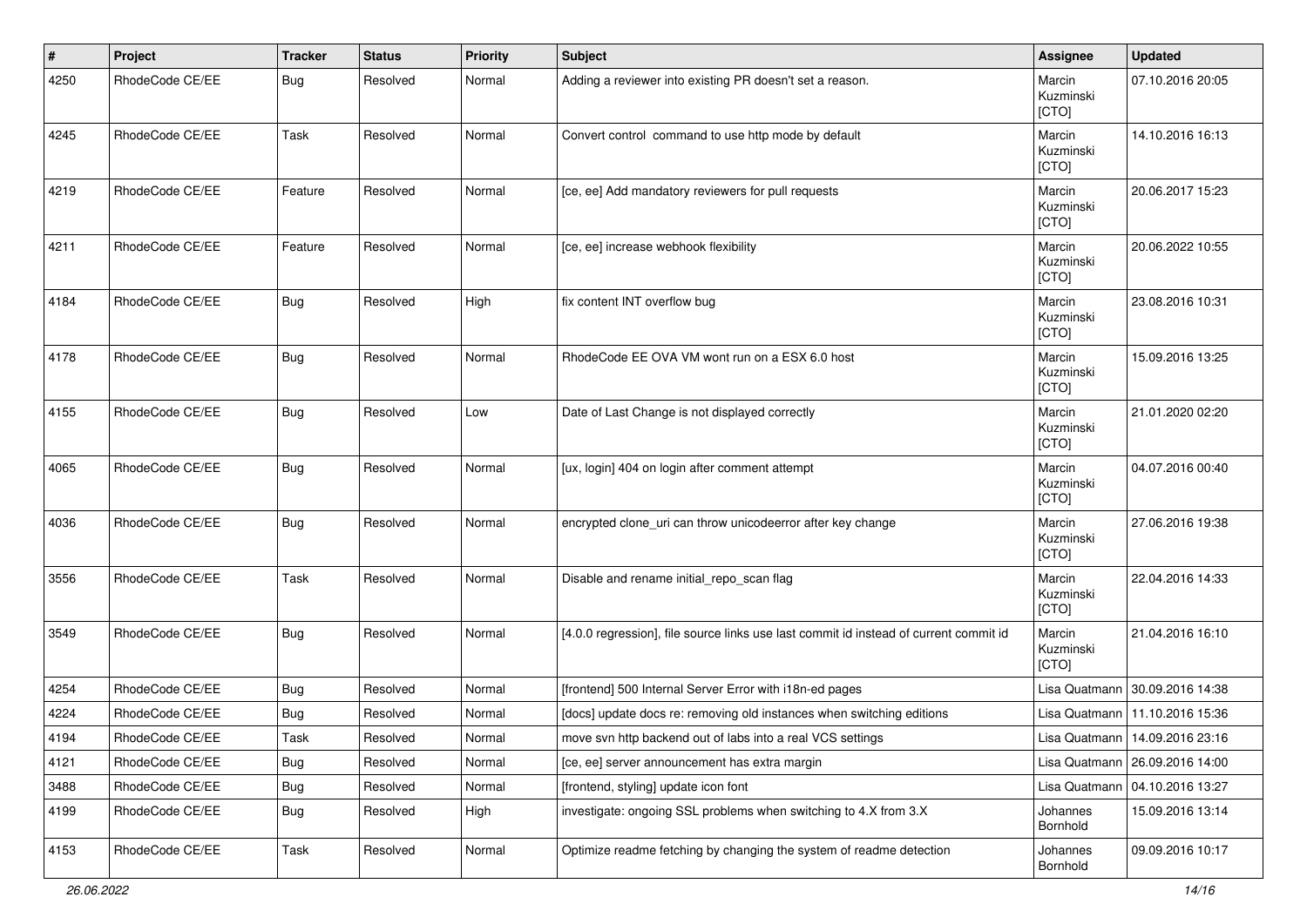| # | Project | Tracker | Status | Priority | Subject | Assignee | Updated |
|---|---|---|---|---|---|---|---|
| 4250 | RhodeCode CE/EE | Bug | Resolved | Normal | Adding a reviewer into existing PR doesn't set a reason. | Marcin Kuzminski [CTO] | 07.10.2016 20:05 |
| 4245 | RhodeCode CE/EE | Task | Resolved | Normal | Convert control  command to use http mode by default | Marcin Kuzminski [CTO] | 14.10.2016 16:13 |
| 4219 | RhodeCode CE/EE | Feature | Resolved | Normal | [ce, ee] Add mandatory reviewers for pull requests | Marcin Kuzminski [CTO] | 20.06.2017 15:23 |
| 4211 | RhodeCode CE/EE | Feature | Resolved | Normal | [ce, ee] increase webhook flexibility | Marcin Kuzminski [CTO] | 20.06.2022 10:55 |
| 4184 | RhodeCode CE/EE | Bug | Resolved | High | fix content INT overflow bug | Marcin Kuzminski [CTO] | 23.08.2016 10:31 |
| 4178 | RhodeCode CE/EE | Bug | Resolved | Normal | RhodeCode EE OVA VM wont run on a ESX 6.0 host | Marcin Kuzminski [CTO] | 15.09.2016 13:25 |
| 4155 | RhodeCode CE/EE | Bug | Resolved | Low | Date of Last Change is not displayed correctly | Marcin Kuzminski [CTO] | 21.01.2020 02:20 |
| 4065 | RhodeCode CE/EE | Bug | Resolved | Normal | [ux, login] 404 on login after comment attempt | Marcin Kuzminski [CTO] | 04.07.2016 00:40 |
| 4036 | RhodeCode CE/EE | Bug | Resolved | Normal | encrypted clone_uri can throw unicodeerror after key change | Marcin Kuzminski [CTO] | 27.06.2016 19:38 |
| 3556 | RhodeCode CE/EE | Task | Resolved | Normal | Disable and rename initial_repo_scan flag | Marcin Kuzminski [CTO] | 22.04.2016 14:33 |
| 3549 | RhodeCode CE/EE | Bug | Resolved | Normal | [4.0.0 regression], file source links use last commit id instead of current commit id | Marcin Kuzminski [CTO] | 21.04.2016 16:10 |
| 4254 | RhodeCode CE/EE | Bug | Resolved | Normal | [frontend] 500 Internal Server Error with i18n-ed pages | Lisa Quatmann | 30.09.2016 14:38 |
| 4224 | RhodeCode CE/EE | Bug | Resolved | Normal | [docs] update docs re: removing old instances when switching editions | Lisa Quatmann | 11.10.2016 15:36 |
| 4194 | RhodeCode CE/EE | Task | Resolved | Normal | move svn http backend out of labs into a real VCS settings | Lisa Quatmann | 14.09.2016 23:16 |
| 4121 | RhodeCode CE/EE | Bug | Resolved | Normal | [ce, ee] server announcement has extra margin | Lisa Quatmann | 26.09.2016 14:00 |
| 3488 | RhodeCode CE/EE | Bug | Resolved | Normal | [frontend, styling] update icon font | Lisa Quatmann | 04.10.2016 13:27 |
| 4199 | RhodeCode CE/EE | Bug | Resolved | High | investigate: ongoing SSL problems when switching to 4.X from 3.X | Johannes Bornhold | 15.09.2016 13:14 |
| 4153 | RhodeCode CE/EE | Task | Resolved | Normal | Optimize readme fetching by changing the system of readme detection | Johannes Bornhold | 09.09.2016 10:17 |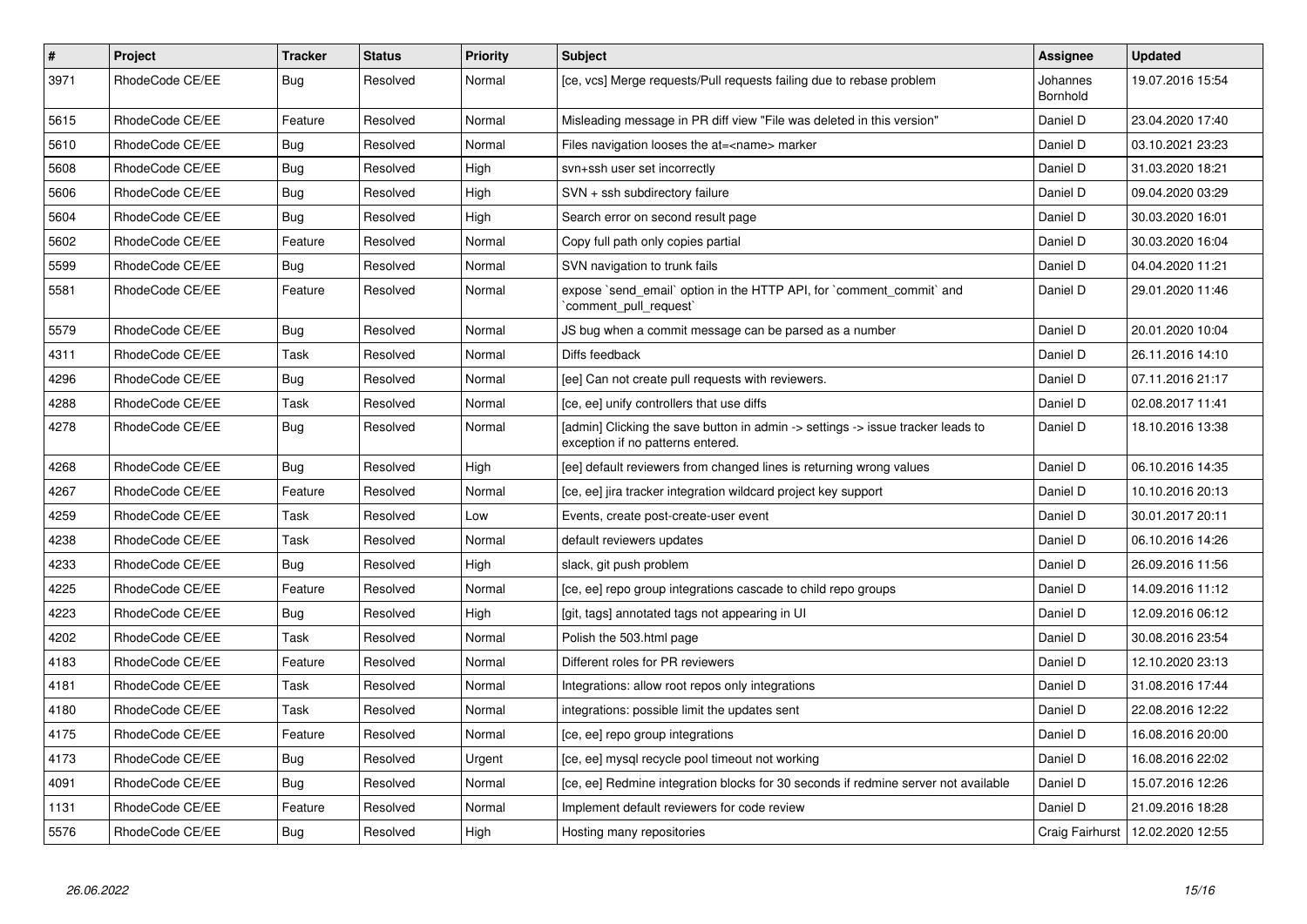| # | Project | Tracker | Status | Priority | Subject | Assignee | Updated |
|---|---|---|---|---|---|---|---|
| 3971 | RhodeCode CE/EE | Bug | Resolved | Normal | [ce, vcs] Merge requests/Pull requests failing due to rebase problem | Johannes Bornhold | 19.07.2016 15:54 |
| 5615 | RhodeCode CE/EE | Feature | Resolved | Normal | Misleading message in PR diff view "File was deleted in this version" | Daniel D | 23.04.2020 17:40 |
| 5610 | RhodeCode CE/EE | Bug | Resolved | Normal | Files navigation looses the at=<name> marker | Daniel D | 03.10.2021 23:23 |
| 5608 | RhodeCode CE/EE | Bug | Resolved | High | svn+ssh user set incorrectly | Daniel D | 31.03.2020 18:21 |
| 5606 | RhodeCode CE/EE | Bug | Resolved | High | SVN + ssh subdirectory failure | Daniel D | 09.04.2020 03:29 |
| 5604 | RhodeCode CE/EE | Bug | Resolved | High | Search error on second result page | Daniel D | 30.03.2020 16:01 |
| 5602 | RhodeCode CE/EE | Feature | Resolved | Normal | Copy full path only copies partial | Daniel D | 30.03.2020 16:04 |
| 5599 | RhodeCode CE/EE | Bug | Resolved | Normal | SVN navigation to trunk fails | Daniel D | 04.04.2020 11:21 |
| 5581 | RhodeCode CE/EE | Feature | Resolved | Normal | expose `send_email` option in the HTTP API, for `comment_commit` and `comment_pull_request` | Daniel D | 29.01.2020 11:46 |
| 5579 | RhodeCode CE/EE | Bug | Resolved | Normal | JS bug when a commit message can be parsed as a number | Daniel D | 20.01.2020 10:04 |
| 4311 | RhodeCode CE/EE | Task | Resolved | Normal | Diffs feedback | Daniel D | 26.11.2016 14:10 |
| 4296 | RhodeCode CE/EE | Bug | Resolved | Normal | [ee] Can not create pull requests with reviewers. | Daniel D | 07.11.2016 21:17 |
| 4288 | RhodeCode CE/EE | Task | Resolved | Normal | [ce, ee] unify controllers that use diffs | Daniel D | 02.08.2017 11:41 |
| 4278 | RhodeCode CE/EE | Bug | Resolved | Normal | [admin] Clicking the save button in admin -> settings -> issue tracker leads to exception if no patterns entered. | Daniel D | 18.10.2016 13:38 |
| 4268 | RhodeCode CE/EE | Bug | Resolved | High | [ee] default reviewers from changed lines is returning wrong values | Daniel D | 06.10.2016 14:35 |
| 4267 | RhodeCode CE/EE | Feature | Resolved | Normal | [ce, ee] jira tracker integration wildcard project key support | Daniel D | 10.10.2016 20:13 |
| 4259 | RhodeCode CE/EE | Task | Resolved | Low | Events, create post-create-user event | Daniel D | 30.01.2017 20:11 |
| 4238 | RhodeCode CE/EE | Task | Resolved | Normal | default reviewers updates | Daniel D | 06.10.2016 14:26 |
| 4233 | RhodeCode CE/EE | Bug | Resolved | High | slack, git push problem | Daniel D | 26.09.2016 11:56 |
| 4225 | RhodeCode CE/EE | Feature | Resolved | Normal | [ce, ee] repo group integrations cascade to child repo groups | Daniel D | 14.09.2016 11:12 |
| 4223 | RhodeCode CE/EE | Bug | Resolved | High | [git, tags] annotated tags not appearing in UI | Daniel D | 12.09.2016 06:12 |
| 4202 | RhodeCode CE/EE | Task | Resolved | Normal | Polish the 503.html page | Daniel D | 30.08.2016 23:54 |
| 4183 | RhodeCode CE/EE | Feature | Resolved | Normal | Different roles for PR reviewers | Daniel D | 12.10.2020 23:13 |
| 4181 | RhodeCode CE/EE | Task | Resolved | Normal | Integrations: allow root repos only integrations | Daniel D | 31.08.2016 17:44 |
| 4180 | RhodeCode CE/EE | Task | Resolved | Normal | integrations: possible limit the updates sent | Daniel D | 22.08.2016 12:22 |
| 4175 | RhodeCode CE/EE | Feature | Resolved | Normal | [ce, ee] repo group integrations | Daniel D | 16.08.2016 20:00 |
| 4173 | RhodeCode CE/EE | Bug | Resolved | Urgent | [ce, ee] mysql recycle pool timeout not working | Daniel D | 16.08.2016 22:02 |
| 4091 | RhodeCode CE/EE | Bug | Resolved | Normal | [ce, ee] Redmine integration blocks for 30 seconds if redmine server not available | Daniel D | 15.07.2016 12:26 |
| 1131 | RhodeCode CE/EE | Feature | Resolved | Normal | Implement default reviewers for code review | Daniel D | 21.09.2016 18:28 |
| 5576 | RhodeCode CE/EE | Bug | Resolved | High | Hosting many repositories | Craig Fairhurst | 12.02.2020 12:55 |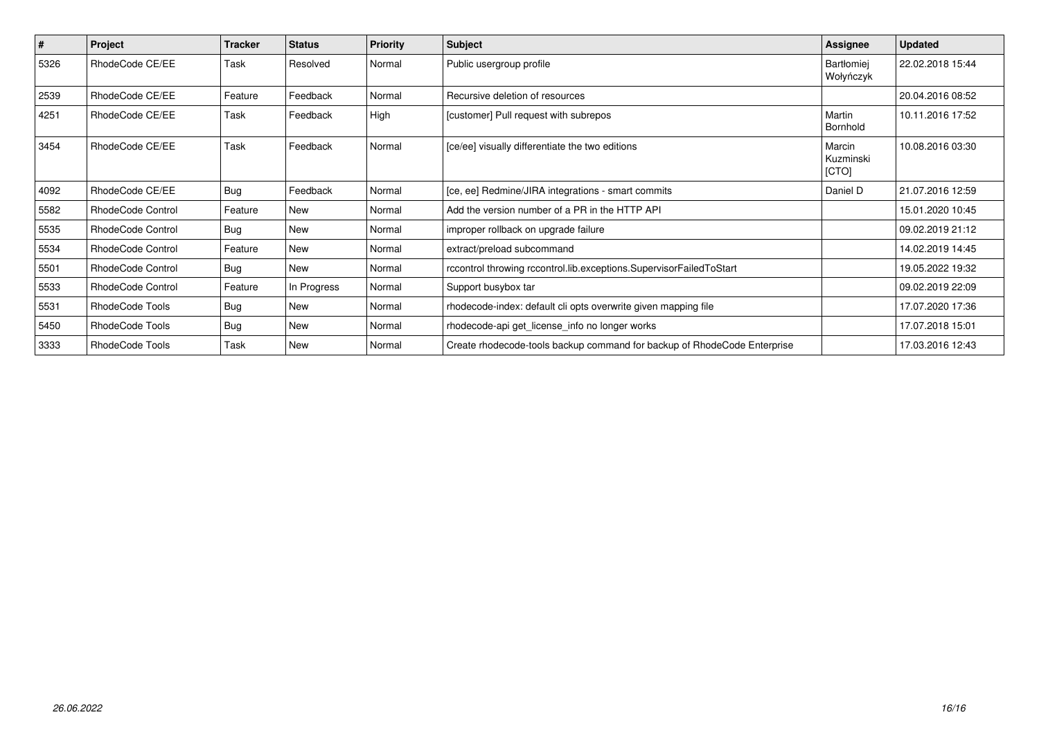| # | Project | Tracker | Status | Priority | Subject | Assignee | Updated |
|---|---|---|---|---|---|---|---|
| 5326 | RhodeCode CE/EE | Task | Resolved | Normal | Public usergroup profile | Bartłomiej Wołyńczyk | 22.02.2018 15:44 |
| 2539 | RhodeCode CE/EE | Feature | Feedback | Normal | Recursive deletion of resources | | 20.04.2016 08:52 |
| 4251 | RhodeCode CE/EE | Task | Feedback | High | [customer] Pull request with subrepos | Martin Bornhold | 10.11.2016 17:52 |
| 3454 | RhodeCode CE/EE | Task | Feedback | Normal | [ce/ee] visually differentiate the two editions | Marcin Kuzminski [CTO] | 10.08.2016 03:30 |
| 4092 | RhodeCode CE/EE | Bug | Feedback | Normal | [ce, ee] Redmine/JIRA integrations - smart commits | Daniel D | 21.07.2016 12:59 |
| 5582 | RhodeCode Control | Feature | New | Normal | Add the version number of a PR in the HTTP API | | 15.01.2020 10:45 |
| 5535 | RhodeCode Control | Bug | New | Normal | improper rollback on upgrade failure | | 09.02.2019 21:12 |
| 5534 | RhodeCode Control | Feature | New | Normal | extract/preload subcommand | | 14.02.2019 14:45 |
| 5501 | RhodeCode Control | Bug | New | Normal | rccontrol throwing rccontrol.lib.exceptions.SupervisorFailedToStart | | 19.05.2022 19:32 |
| 5533 | RhodeCode Control | Feature | In Progress | Normal | Support busybox tar | | 09.02.2019 22:09 |
| 5531 | RhodeCode Tools | Bug | New | Normal | rhodecode-index: default cli opts overwrite given mapping file | | 17.07.2020 17:36 |
| 5450 | RhodeCode Tools | Bug | New | Normal | rhodecode-api get_license_info no longer works | | 17.07.2018 15:01 |
| 3333 | RhodeCode Tools | Task | New | Normal | Create rhodecode-tools backup command for backup of RhodeCode Enterprise | | 17.03.2016 12:43 |